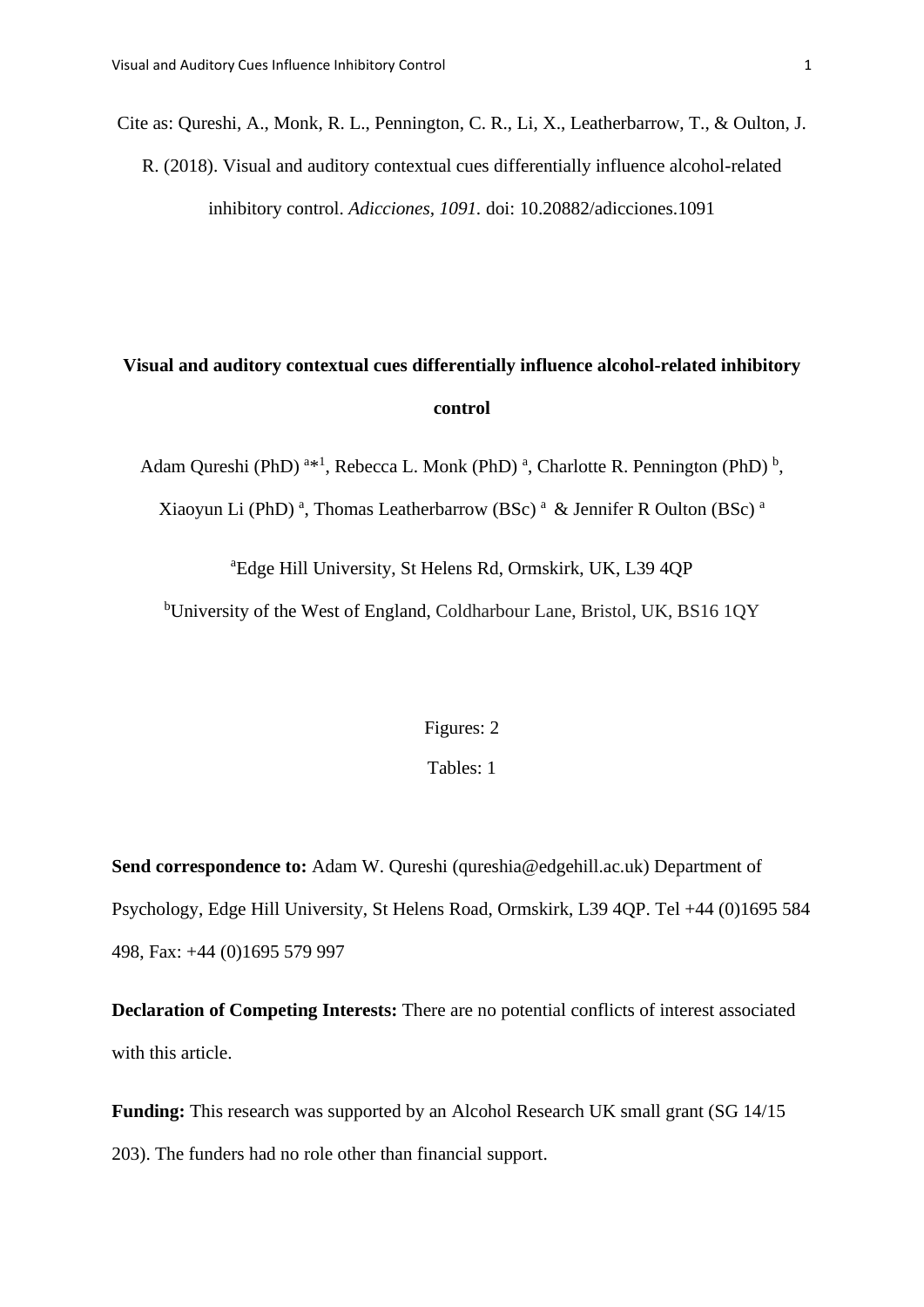Cite as: Qureshi, A., Monk, R. L., Pennington, C. R., Li, X., Leatherbarrow, T., & Oulton, J. R. (2018). Visual and auditory contextual cues differentially influence alcohol-related inhibitory control. *Adicciones, 1091.* doi: 10.20882/adicciones.1091

# Visual and auditory contextual cues differentially influence alcohol-related inhibitory control

Adam Qureshi (PhD) [a*1], Rebecca L. Monk (PhD) [a], Charlotte R. Pennington (PhD) [b], Xiaoyun Li (PhD) [a], Thomas Leatherbarrow (BSc) [a] & Jennifer R Oulton (BSc) [a]

[a]Edge Hill University, St Helens Rd, Ormskirk, UK, L39 4QP

[b]University of the West of England, Coldharbour Lane, Bristol, UK, BS16 1QY

Figures: 2

Tables: 1

**Send correspondence to:** Adam W. Qureshi (qureshia@edgehill.ac.uk) Department of Psychology, Edge Hill University, St Helens Road, Ormskirk, L39 4QP. Tel +44 (0)1695 584 498, Fax: +44 (0)1695 579 997

**Declaration of Competing Interests:** There are no potential conflicts of interest associated with this article.

**Funding:** This research was supported by an Alcohol Research UK small grant (SG 14/15 203). The funders had no role other than financial support.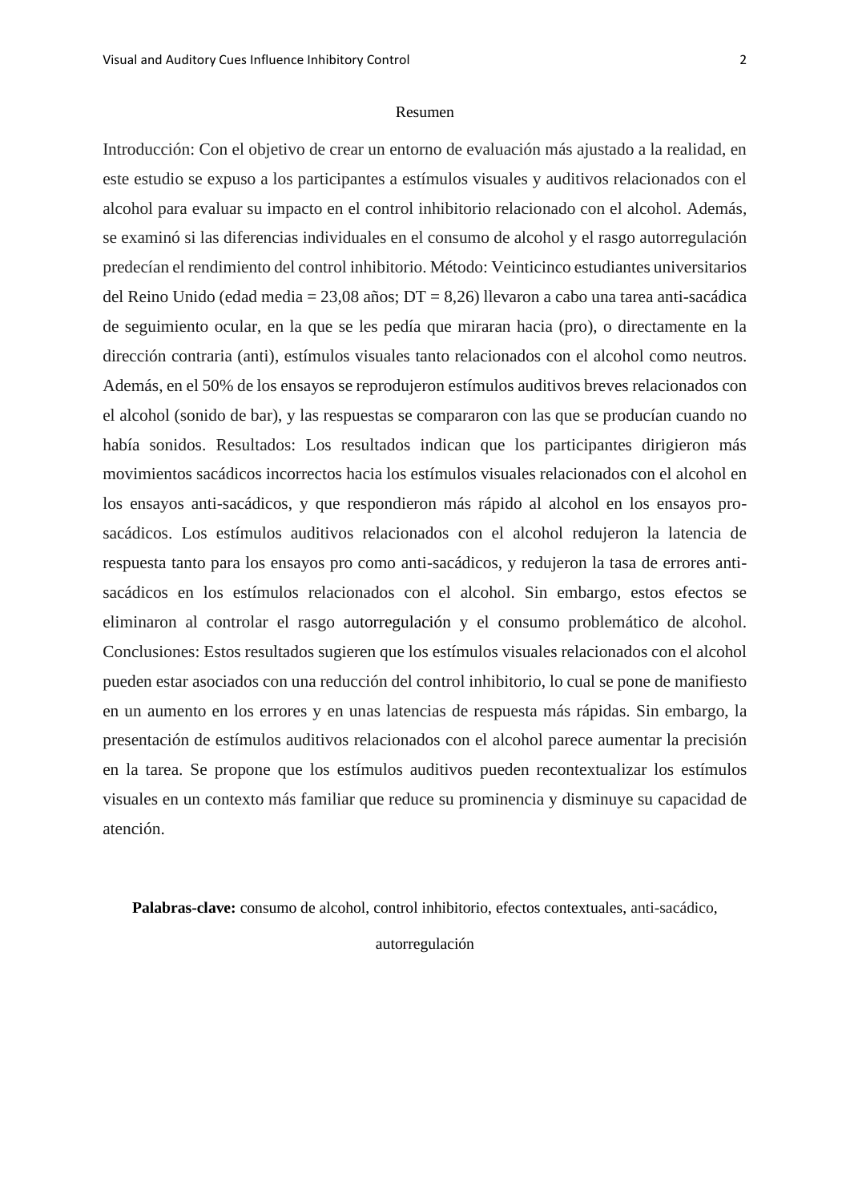## Resumen

Introducción: Con el objetivo de crear un entorno de evaluación más ajustado a la realidad, en este estudio se expuso a los participantes a estímulos visuales y auditivos relacionados con el alcohol para evaluar su impacto en el control inhibitorio relacionado con el alcohol. Además, se examinó si las diferencias individuales en el consumo de alcohol y el rasgo autorregulación predecían el rendimiento del control inhibitorio. Método: Veinticinco estudiantes universitarios del Reino Unido (edad media = 23,08 años; DT = 8,26) llevaron a cabo una tarea anti-sacádica de seguimiento ocular, en la que se les pedía que miraran hacia (pro), o directamente en la dirección contraria (anti), estímulos visuales tanto relacionados con el alcohol como neutros. Además, en el 50% de los ensayos se reprodujeron estímulos auditivos breves relacionados con el alcohol (sonido de bar), y las respuestas se compararon con las que se producían cuando no había sonidos. Resultados: Los resultados indican que los participantes dirigieron más movimientos sacádicos incorrectos hacia los estímulos visuales relacionados con el alcohol en los ensayos anti-sacádicos, y que respondieron más rápido al alcohol en los ensayos pro-sacádicos. Los estímulos auditivos relacionados con el alcohol redujeron la latencia de respuesta tanto para los ensayos pro como anti-sacádicos, y redujeron la tasa de errores anti-sacádicos en los estímulos relacionados con el alcohol. Sin embargo, estos efectos se eliminaron al controlar el rasgo autorregulación y el consumo problemático de alcohol. Conclusiones: Estos resultados sugieren que los estímulos visuales relacionados con el alcohol pueden estar asociados con una reducción del control inhibitorio, lo cual se pone de manifiesto en un aumento en los errores y en unas latencias de respuesta más rápidas. Sin embargo, la presentación de estímulos auditivos relacionados con el alcohol parece aumentar la precisión en la tarea. Se propone que los estímulos auditivos pueden recontextualizar los estímulos visuales en un contexto más familiar que reduce su prominencia y disminuye su capacidad de atención.

**Palabras-clave:** consumo de alcohol, control inhibitorio, efectos contextuales, anti-sacádico, autorregulación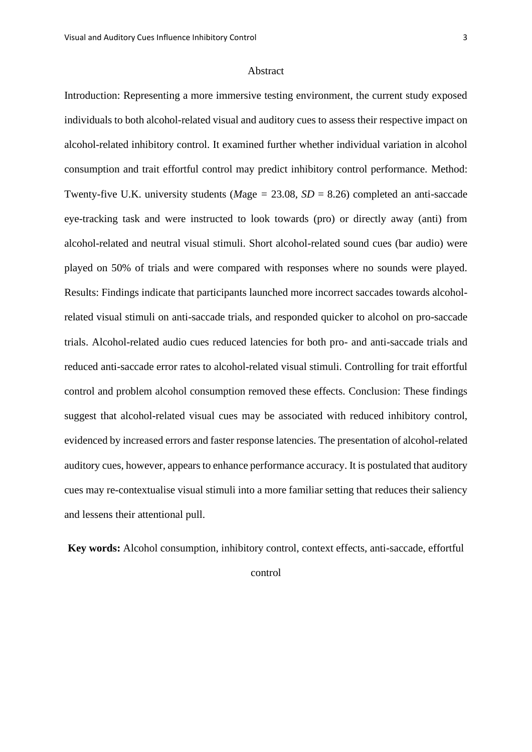## Abstract

Introduction: Representing a more immersive testing environment, the current study exposed individuals to both alcohol-related visual and auditory cues to assess their respective impact on alcohol-related inhibitory control. It examined further whether individual variation in alcohol consumption and trait effortful control may predict inhibitory control performance. Method: Twenty-five U.K. university students (*M*age = 23.08, *SD* = 8.26) completed an anti-saccade eye-tracking task and were instructed to look towards (pro) or directly away (anti) from alcohol-related and neutral visual stimuli. Short alcohol-related sound cues (bar audio) were played on 50% of trials and were compared with responses where no sounds were played. Results: Findings indicate that participants launched more incorrect saccades towards alcohol-related visual stimuli on anti-saccade trials, and responded quicker to alcohol on pro-saccade trials. Alcohol-related audio cues reduced latencies for both pro- and anti-saccade trials and reduced anti-saccade error rates to alcohol-related visual stimuli. Controlling for trait effortful control and problem alcohol consumption removed these effects. Conclusion: These findings suggest that alcohol-related visual cues may be associated with reduced inhibitory control, evidenced by increased errors and faster response latencies. The presentation of alcohol-related auditory cues, however, appears to enhance performance accuracy. It is postulated that auditory cues may re-contextualise visual stimuli into a more familiar setting that reduces their saliency and lessens their attentional pull.

**Key words:** Alcohol consumption, inhibitory control, context effects, anti-saccade, effortful control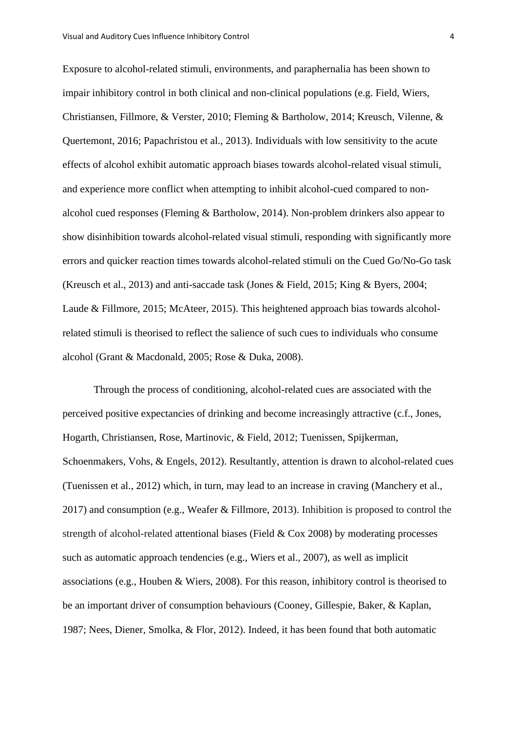Exposure to alcohol-related stimuli, environments, and paraphernalia has been shown to impair inhibitory control in both clinical and non-clinical populations (e.g. Field, Wiers, Christiansen, Fillmore, & Verster, 2010; Fleming & Bartholow, 2014; Kreusch, Vilenne, & Quertemont, 2016; Papachristou et al., 2013). Individuals with low sensitivity to the acute effects of alcohol exhibit automatic approach biases towards alcohol-related visual stimuli, and experience more conflict when attempting to inhibit alcohol-cued compared to non-alcohol cued responses (Fleming & Bartholow, 2014). Non-problem drinkers also appear to show disinhibition towards alcohol-related visual stimuli, responding with significantly more errors and quicker reaction times towards alcohol-related stimuli on the Cued Go/No-Go task (Kreusch et al., 2013) and anti-saccade task (Jones & Field, 2015; King & Byers, 2004; Laude & Fillmore, 2015; McAteer, 2015). This heightened approach bias towards alcohol-related stimuli is theorised to reflect the salience of such cues to individuals who consume alcohol (Grant & Macdonald, 2005; Rose & Duka, 2008).

Through the process of conditioning, alcohol-related cues are associated with the perceived positive expectancies of drinking and become increasingly attractive (c.f., Jones, Hogarth, Christiansen, Rose, Martinovic, & Field, 2012; Tuenissen, Spijkerman, Schoenmakers, Vohs, & Engels, 2012). Resultantly, attention is drawn to alcohol-related cues (Tuenissen et al., 2012) which, in turn, may lead to an increase in craving (Manchery et al., 2017) and consumption (e.g., Weafer & Fillmore, 2013). Inhibition is proposed to control the strength of alcohol-related attentional biases (Field & Cox 2008) by moderating processes such as automatic approach tendencies (e.g., Wiers et al., 2007), as well as implicit associations (e.g., Houben & Wiers, 2008). For this reason, inhibitory control is theorised to be an important driver of consumption behaviours (Cooney, Gillespie, Baker, & Kaplan, 1987; Nees, Diener, Smolka, & Flor, 2012). Indeed, it has been found that both automatic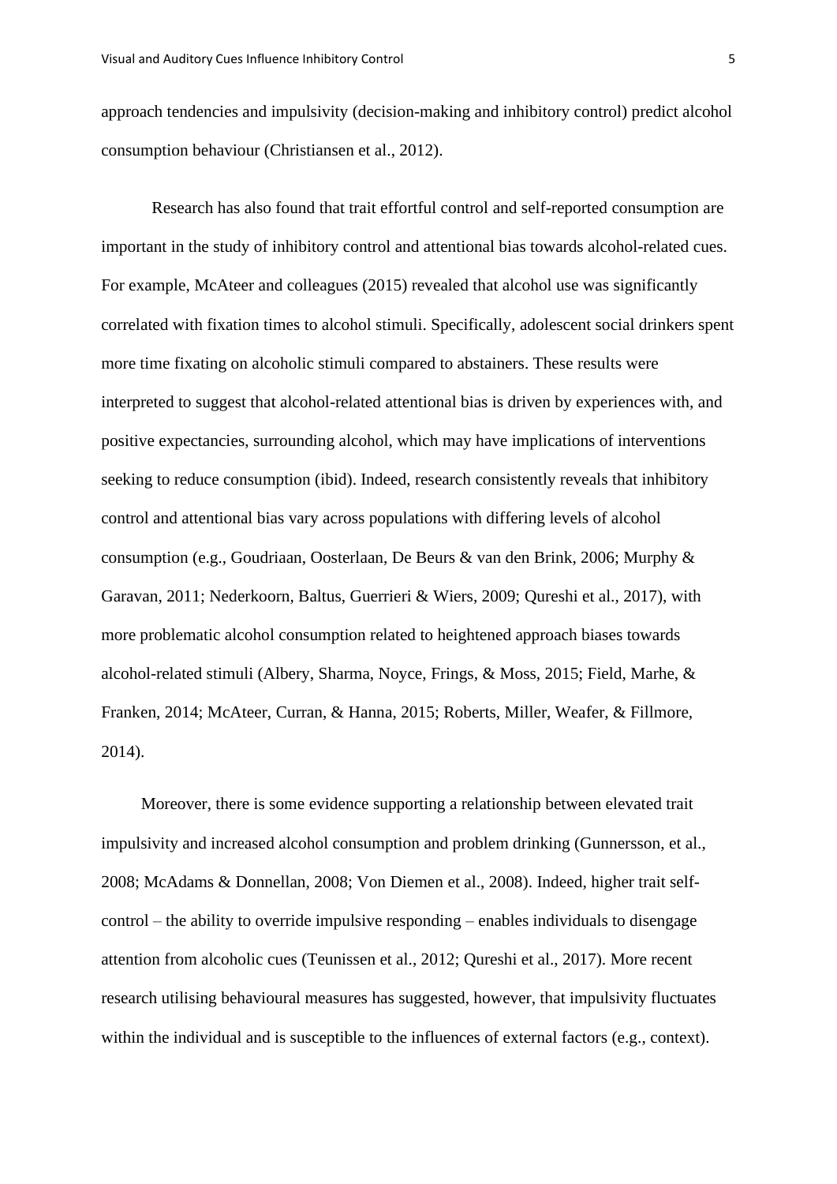approach tendencies and impulsivity (decision-making and inhibitory control) predict alcohol consumption behaviour (Christiansen et al., 2012).

Research has also found that trait effortful control and self-reported consumption are important in the study of inhibitory control and attentional bias towards alcohol-related cues. For example, McAteer and colleagues (2015) revealed that alcohol use was significantly correlated with fixation times to alcohol stimuli. Specifically, adolescent social drinkers spent more time fixating on alcoholic stimuli compared to abstainers. These results were interpreted to suggest that alcohol-related attentional bias is driven by experiences with, and positive expectancies, surrounding alcohol, which may have implications of interventions seeking to reduce consumption (ibid). Indeed, research consistently reveals that inhibitory control and attentional bias vary across populations with differing levels of alcohol consumption (e.g., Goudriaan, Oosterlaan, De Beurs & van den Brink, 2006; Murphy & Garavan, 2011; Nederkoorn, Baltus, Guerrieri & Wiers, 2009; Qureshi et al., 2017), with more problematic alcohol consumption related to heightened approach biases towards alcohol-related stimuli (Albery, Sharma, Noyce, Frings, & Moss, 2015; Field, Marhe, & Franken, 2014; McAteer, Curran, & Hanna, 2015; Roberts, Miller, Weafer, & Fillmore, 2014).

Moreover, there is some evidence supporting a relationship between elevated trait impulsivity and increased alcohol consumption and problem drinking (Gunnersson, et al., 2008; McAdams & Donnellan, 2008; Von Diemen et al., 2008). Indeed, higher trait self-control – the ability to override impulsive responding – enables individuals to disengage attention from alcoholic cues (Teunissen et al., 2012; Qureshi et al., 2017). More recent research utilising behavioural measures has suggested, however, that impulsivity fluctuates within the individual and is susceptible to the influences of external factors (e.g., context).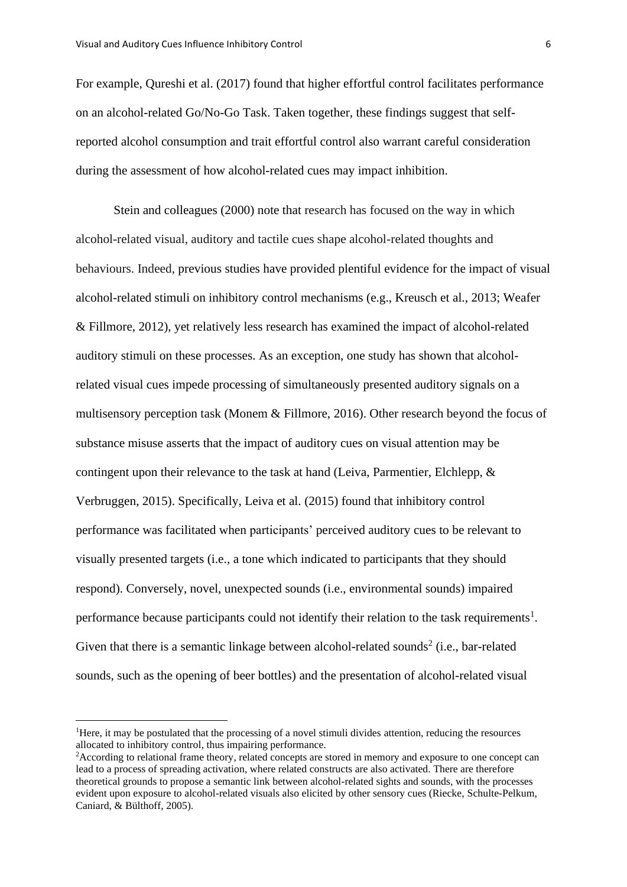For example, Qureshi et al. (2017) found that higher effortful control facilitates performance on an alcohol-related Go/No-Go Task. Taken together, these findings suggest that self-reported alcohol consumption and trait effortful control also warrant careful consideration during the assessment of how alcohol-related cues may impact inhibition.

Stein and colleagues (2000) note that research has focused on the way in which alcohol-related visual, auditory and tactile cues shape alcohol-related thoughts and behaviours. Indeed, previous studies have provided plentiful evidence for the impact of visual alcohol-related stimuli on inhibitory control mechanisms (e.g., Kreusch et al., 2013; Weafer & Fillmore, 2012), yet relatively less research has examined the impact of alcohol-related auditory stimuli on these processes. As an exception, one study has shown that alcohol-related visual cues impede processing of simultaneously presented auditory signals on a multisensory perception task (Monem & Fillmore, 2016). Other research beyond the focus of substance misuse asserts that the impact of auditory cues on visual attention may be contingent upon their relevance to the task at hand (Leiva, Parmentier, Elchlepp, & Verbruggen, 2015). Specifically, Leiva et al. (2015) found that inhibitory control performance was facilitated when participants' perceived auditory cues to be relevant to visually presented targets (i.e., a tone which indicated to participants that they should respond). Conversely, novel, unexpected sounds (i.e., environmental sounds) impaired performance because participants could not identify their relation to the task requirements[1]. Given that there is a semantic linkage between alcohol-related sounds[2] (i.e., bar-related sounds, such as the opening of beer bottles) and the presentation of alcohol-related visual

---

[1]Here, it may be postulated that the processing of a novel stimuli divides attention, reducing the resources allocated to inhibitory control, thus impairing performance.

[2]According to relational frame theory, related concepts are stored in memory and exposure to one concept can lead to a process of spreading activation, where related constructs are also activated. There are therefore theoretical grounds to propose a semantic link between alcohol-related sights and sounds, with the processes evident upon exposure to alcohol-related visuals also elicited by other sensory cues (Riecke, Schulte-Pelkum, Caniard, & Bülthoff, 2005).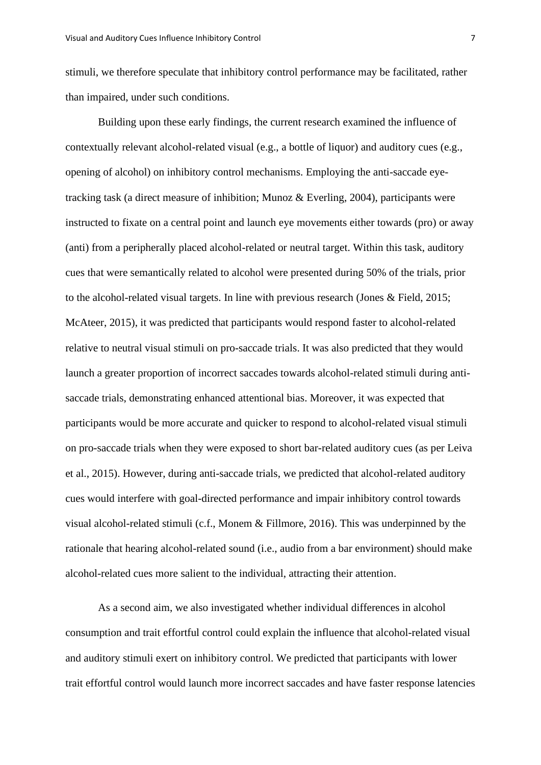stimuli, we therefore speculate that inhibitory control performance may be facilitated, rather than impaired, under such conditions.

Building upon these early findings, the current research examined the influence of contextually relevant alcohol-related visual (e.g., a bottle of liquor) and auditory cues (e.g., opening of alcohol) on inhibitory control mechanisms. Employing the anti-saccade eye-tracking task (a direct measure of inhibition; Munoz & Everling, 2004), participants were instructed to fixate on a central point and launch eye movements either towards (pro) or away (anti) from a peripherally placed alcohol-related or neutral target. Within this task, auditory cues that were semantically related to alcohol were presented during 50% of the trials, prior to the alcohol-related visual targets. In line with previous research (Jones & Field, 2015; McAteer, 2015), it was predicted that participants would respond faster to alcohol-related relative to neutral visual stimuli on pro-saccade trials. It was also predicted that they would launch a greater proportion of incorrect saccades towards alcohol-related stimuli during anti-saccade trials, demonstrating enhanced attentional bias. Moreover, it was expected that participants would be more accurate and quicker to respond to alcohol-related visual stimuli on pro-saccade trials when they were exposed to short bar-related auditory cues (as per Leiva et al., 2015). However, during anti-saccade trials, we predicted that alcohol-related auditory cues would interfere with goal-directed performance and impair inhibitory control towards visual alcohol-related stimuli (c.f., Monem & Fillmore, 2016). This was underpinned by the rationale that hearing alcohol-related sound (i.e., audio from a bar environment) should make alcohol-related cues more salient to the individual, attracting their attention.

As a second aim, we also investigated whether individual differences in alcohol consumption and trait effortful control could explain the influence that alcohol-related visual and auditory stimuli exert on inhibitory control. We predicted that participants with lower trait effortful control would launch more incorrect saccades and have faster response latencies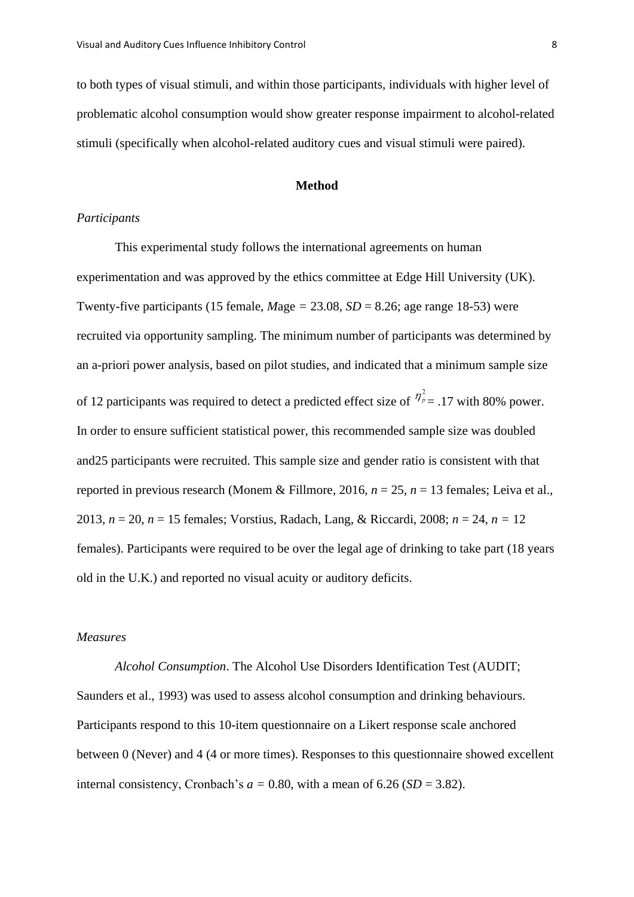to both types of visual stimuli, and within those participants, individuals with higher level of problematic alcohol consumption would show greater response impairment to alcohol-related stimuli (specifically when alcohol-related auditory cues and visual stimuli were paired).

## Method

### *Participants*

This experimental study follows the international agreements on human experimentation and was approved by the ethics committee at Edge Hill University (UK). Twenty-five participants (15 female, *M*age = 23.08, *SD* = 8.26; age range 18-53) were recruited via opportunity sampling. The minimum number of participants was determined by an a-priori power analysis, based on pilot studies, and indicated that a minimum sample size of 12 participants was required to detect a predicted effect size of $\eta_p^2$ = .17 with 80% power. In order to ensure sufficient statistical power, this recommended sample size was doubled and25 participants were recruited. This sample size and gender ratio is consistent with that reported in previous research (Monem & Fillmore, 2016, *n* = 25, *n* = 13 females; Leiva et al., 2013, *n* = 20, *n* = 15 females; Vorstius, Radach, Lang, & Riccardi, 2008; *n* = 24, *n* = 12 females). Participants were required to be over the legal age of drinking to take part (18 years old in the U.K.) and reported no visual acuity or auditory deficits.

### *Measures*

*Alcohol Consumption*. The Alcohol Use Disorders Identification Test (AUDIT; Saunders et al., 1993) was used to assess alcohol consumption and drinking behaviours. Participants respond to this 10-item questionnaire on a Likert response scale anchored between 0 (Never) and 4 (4 or more times). Responses to this questionnaire showed excellent internal consistency, Cronbach's *a* = 0.80, with a mean of 6.26 (*SD* = 3.82).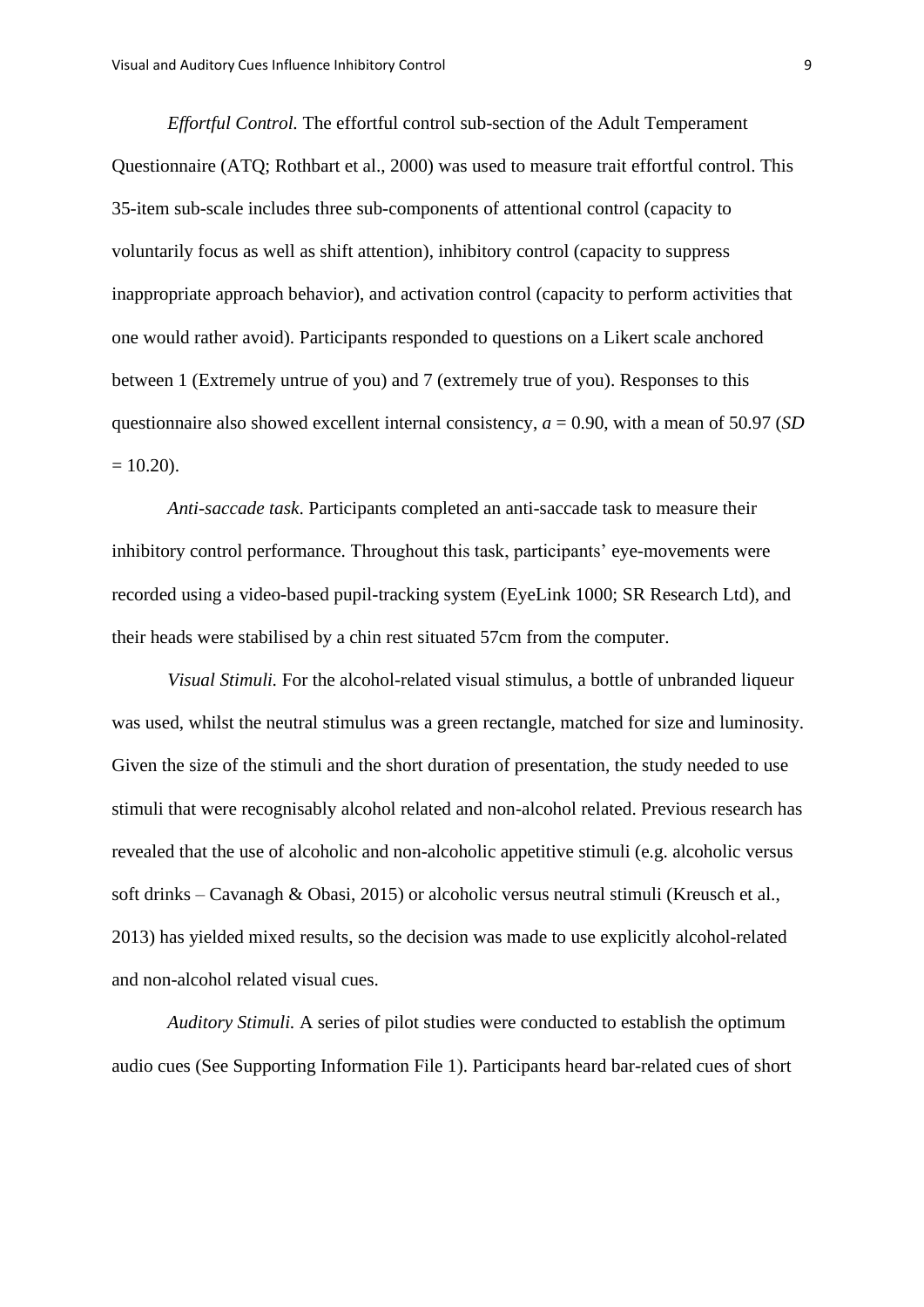*Effortful Control.* The effortful control sub-section of the Adult Temperament Questionnaire (ATQ; Rothbart et al., 2000) was used to measure trait effortful control. This 35-item sub-scale includes three sub-components of attentional control (capacity to voluntarily focus as well as shift attention), inhibitory control (capacity to suppress inappropriate approach behavior), and activation control (capacity to perform activities that one would rather avoid). Participants responded to questions on a Likert scale anchored between 1 (Extremely untrue of you) and 7 (extremely true of you). Responses to this questionnaire also showed excellent internal consistency, $a = 0.90$, with a mean of 50.97 ($SD = 10.20$).

*Anti-saccade task*. Participants completed an anti-saccade task to measure their inhibitory control performance. Throughout this task, participants' eye-movements were recorded using a video-based pupil-tracking system (EyeLink 1000; SR Research Ltd), and their heads were stabilised by a chin rest situated 57cm from the computer.

*Visual Stimuli.* For the alcohol-related visual stimulus, a bottle of unbranded liqueur was used, whilst the neutral stimulus was a green rectangle, matched for size and luminosity. Given the size of the stimuli and the short duration of presentation, the study needed to use stimuli that were recognisably alcohol related and non-alcohol related. Previous research has revealed that the use of alcoholic and non-alcoholic appetitive stimuli (e.g. alcoholic versus soft drinks – Cavanagh & Obasi, 2015) or alcoholic versus neutral stimuli (Kreusch et al., 2013) has yielded mixed results, so the decision was made to use explicitly alcohol-related and non-alcohol related visual cues.

*Auditory Stimuli.* A series of pilot studies were conducted to establish the optimum audio cues (See Supporting Information File 1). Participants heard bar-related cues of short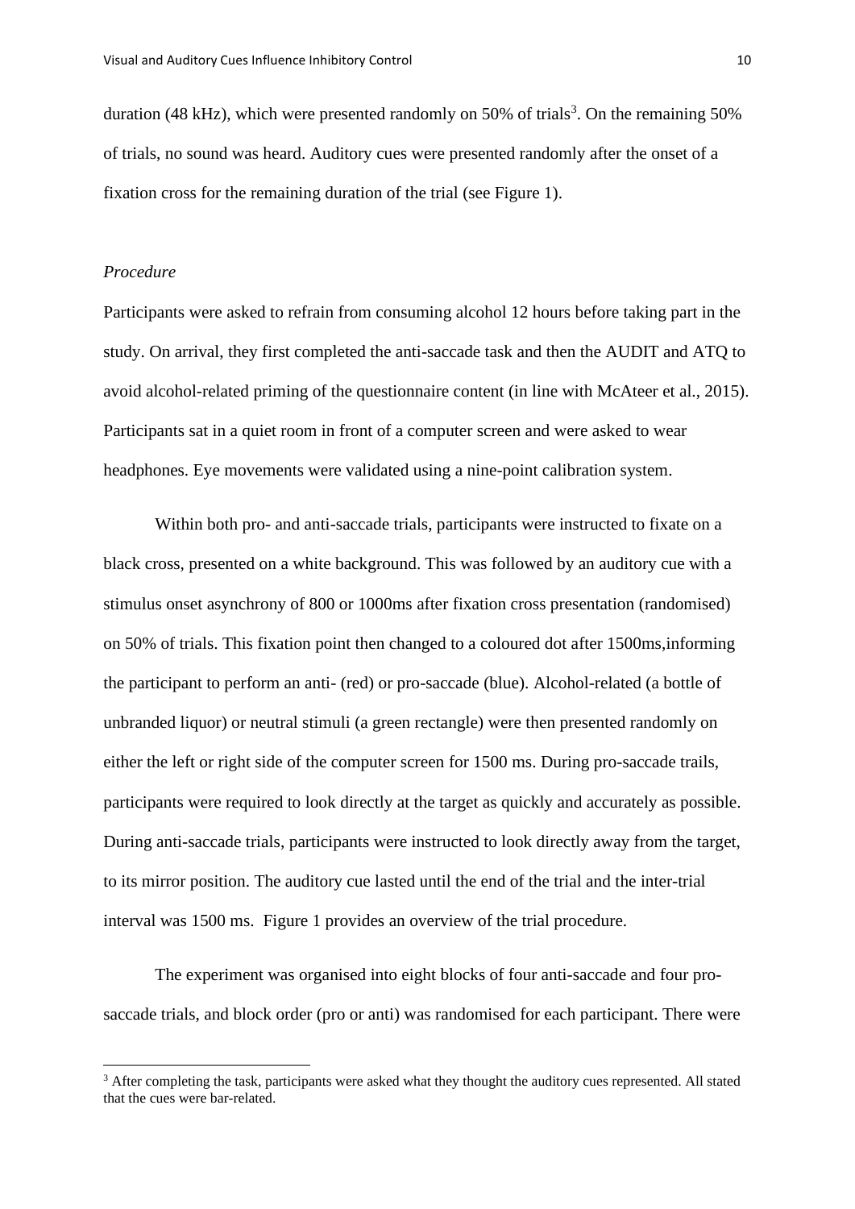duration (48 kHz), which were presented randomly on 50% of trials[3]. On the remaining 50% of trials, no sound was heard. Auditory cues were presented randomly after the onset of a fixation cross for the remaining duration of the trial (see Figure 1).

*Procedure*

Participants were asked to refrain from consuming alcohol 12 hours before taking part in the study. On arrival, they first completed the anti-saccade task and then the AUDIT and ATQ to avoid alcohol-related priming of the questionnaire content (in line with McAteer et al., 2015). Participants sat in a quiet room in front of a computer screen and were asked to wear headphones. Eye movements were validated using a nine-point calibration system.

Within both pro- and anti-saccade trials, participants were instructed to fixate on a black cross, presented on a white background. This was followed by an auditory cue with a stimulus onset asynchrony of 800 or 1000ms after fixation cross presentation (randomised) on 50% of trials. This fixation point then changed to a coloured dot after 1500ms,informing the participant to perform an anti- (red) or pro-saccade (blue). Alcohol-related (a bottle of unbranded liquor) or neutral stimuli (a green rectangle) were then presented randomly on either the left or right side of the computer screen for 1500 ms. During pro-saccade trails, participants were required to look directly at the target as quickly and accurately as possible. During anti-saccade trials, participants were instructed to look directly away from the target, to its mirror position. The auditory cue lasted until the end of the trial and the inter-trial interval was 1500 ms. Figure 1 provides an overview of the trial procedure.

The experiment was organised into eight blocks of four anti-saccade and four pro-saccade trials, and block order (pro or anti) was randomised for each participant. There were

[3] After completing the task, participants were asked what they thought the auditory cues represented. All stated that the cues were bar-related.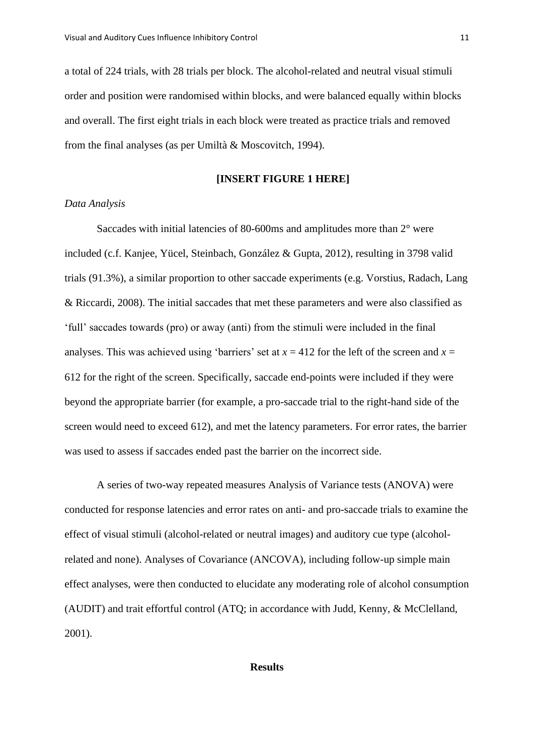a total of 224 trials, with 28 trials per block. The alcohol-related and neutral visual stimuli order and position were randomised within blocks, and were balanced equally within blocks and overall. The first eight trials in each block were treated as practice trials and removed from the final analyses (as per Umiltà & Moscovitch, 1994).

**[INSERT FIGURE 1 HERE]**

*Data Analysis*

Saccades with initial latencies of 80-600ms and amplitudes more than 2° were included (c.f. Kanjee, Yücel, Steinbach, González & Gupta, 2012), resulting in 3798 valid trials (91.3%), a similar proportion to other saccade experiments (e.g. Vorstius, Radach, Lang & Riccardi, 2008). The initial saccades that met these parameters and were also classified as 'full' saccades towards (pro) or away (anti) from the stimuli were included in the final analyses. This was achieved using 'barriers' set at $x = 412$ for the left of the screen and $x = 612$ for the right of the screen. Specifically, saccade end-points were included if they were beyond the appropriate barrier (for example, a pro-saccade trial to the right-hand side of the screen would need to exceed 612), and met the latency parameters. For error rates, the barrier was used to assess if saccades ended past the barrier on the incorrect side.

A series of two-way repeated measures Analysis of Variance tests (ANOVA) were conducted for response latencies and error rates on anti- and pro-saccade trials to examine the effect of visual stimuli (alcohol-related or neutral images) and auditory cue type (alcohol-related and none). Analyses of Covariance (ANCOVA), including follow-up simple main effect analyses, were then conducted to elucidate any moderating role of alcohol consumption (AUDIT) and trait effortful control (ATQ; in accordance with Judd, Kenny, & McClelland, 2001).

## Results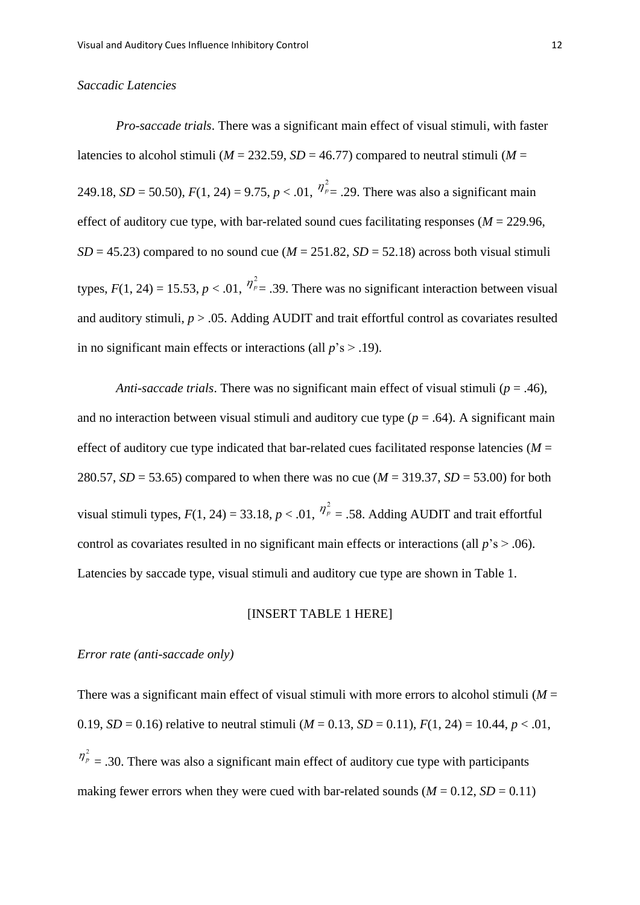*Saccadic Latencies*

*Pro-saccade trials*. There was a significant main effect of visual stimuli, with faster latencies to alcohol stimuli (*M* = 232.59, *SD* = 46.77) compared to neutral stimuli (*M* = 249.18, *SD* = 50.50), $F(1, 24) = 9.75$, $p < .01$, $\eta_p^2 = .29$. There was also a significant main effect of auditory cue type, with bar-related sound cues facilitating responses (*M* = 229.96, *SD* = 45.23) compared to no sound cue (*M* = 251.82, *SD* = 52.18) across both visual stimuli types, $F(1, 24) = 15.53$, $p < .01$, $\eta_p^2 = .39$. There was no significant interaction between visual and auditory stimuli, $p > .05$. Adding AUDIT and trait effortful control as covariates resulted in no significant main effects or interactions (all *p*'s > .19).

*Anti-saccade trials*. There was no significant main effect of visual stimuli ($p = .46$), and no interaction between visual stimuli and auditory cue type ($p = .64$). A significant main effect of auditory cue type indicated that bar-related cues facilitated response latencies (*M* = 280.57, *SD* = 53.65) compared to when there was no cue (*M* = 319.37, *SD* = 53.00) for both visual stimuli types, $F(1, 24) = 33.18$, $p < .01$, $\eta_p^2 = .58$. Adding AUDIT and trait effortful control as covariates resulted in no significant main effects or interactions (all *p*'s > .06). Latencies by saccade type, visual stimuli and auditory cue type are shown in Table 1.

[INSERT TABLE 1 HERE]

*Error rate (anti-saccade only)*

There was a significant main effect of visual stimuli with more errors to alcohol stimuli (*M* = 0.19, *SD* = 0.16) relative to neutral stimuli (*M* = 0.13, *SD* = 0.11), $F(1, 24) = 10.44$, $p < .01$, $\eta_p^2 = .30$. There was also a significant main effect of auditory cue type with participants making fewer errors when they were cued with bar-related sounds (*M* = 0.12, *SD* = 0.11)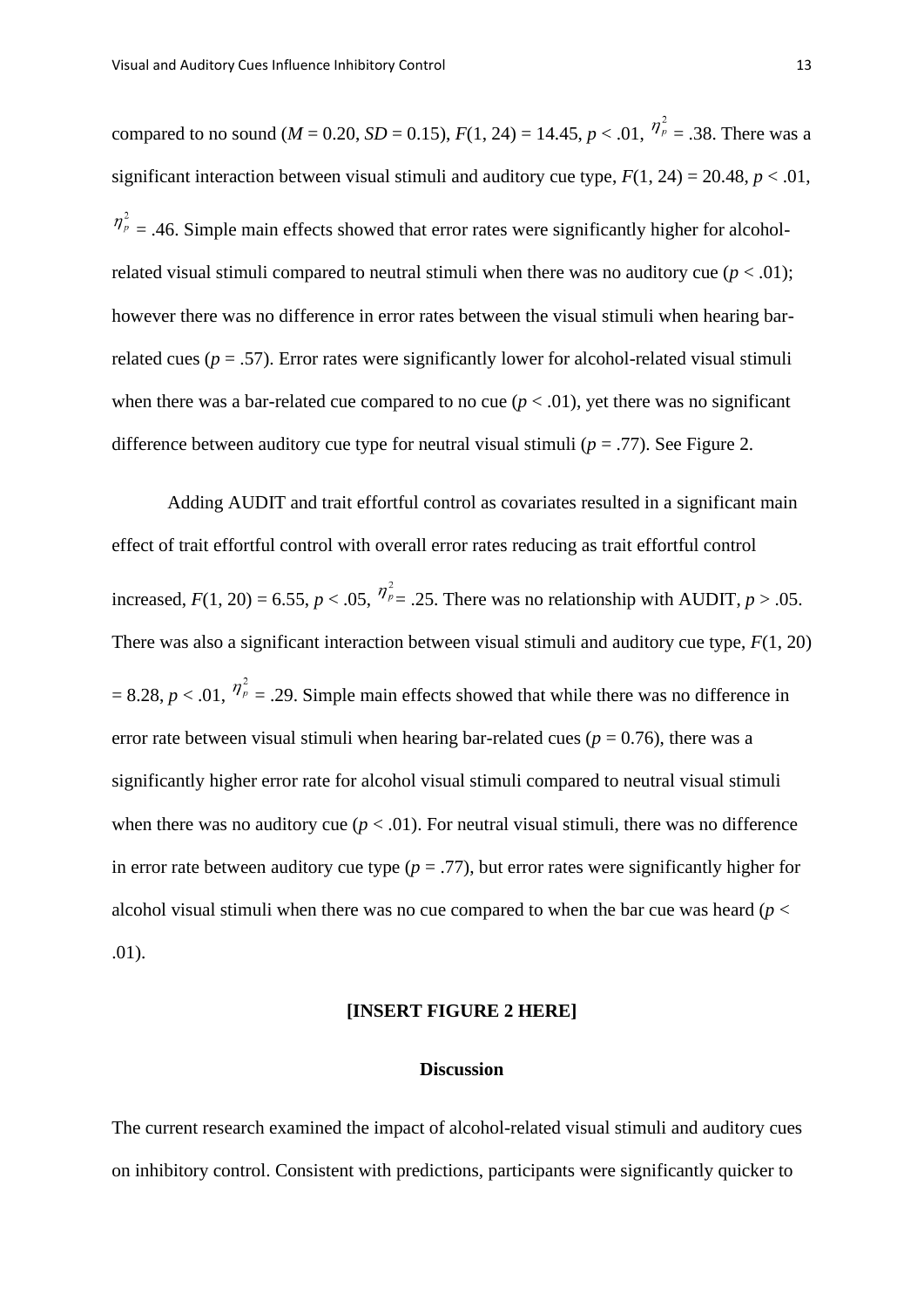compared to no sound (*M* = 0.20, *SD* = 0.15), $F(1, 24) = 14.45$, $p < .01$, $\eta_p^2 = .38$. There was a significant interaction between visual stimuli and auditory cue type, $F(1, 24) = 20.48$, $p < .01$, $\eta_p^2 = .46$. Simple main effects showed that error rates were significantly higher for alcohol-related visual stimuli compared to neutral stimuli when there was no auditory cue ($p < .01$); however there was no difference in error rates between the visual stimuli when hearing bar-related cues ($p = .57$). Error rates were significantly lower for alcohol-related visual stimuli when there was a bar-related cue compared to no cue ($p < .01$), yet there was no significant difference between auditory cue type for neutral visual stimuli ($p = .77$). See Figure 2.

Adding AUDIT and trait effortful control as covariates resulted in a significant main effect of trait effortful control with overall error rates reducing as trait effortful control increased, $F(1, 20) = 6.55$, $p < .05$, $\eta_p^2 = .25$. There was no relationship with AUDIT, $p > .05$. There was also a significant interaction between visual stimuli and auditory cue type, $F(1, 20) = 8.28$, $p < .01$, $\eta_p^2 = .29$. Simple main effects showed that while there was no difference in error rate between visual stimuli when hearing bar-related cues ($p = 0.76$), there was a significantly higher error rate for alcohol visual stimuli compared to neutral visual stimuli when there was no auditory cue ($p < .01$). For neutral visual stimuli, there was no difference in error rate between auditory cue type ($p = .77$), but error rates were significantly higher for alcohol visual stimuli when there was no cue compared to when the bar cue was heard ($p < .01$).

**[INSERT FIGURE 2 HERE]**

## Discussion

The current research examined the impact of alcohol-related visual stimuli and auditory cues on inhibitory control. Consistent with predictions, participants were significantly quicker to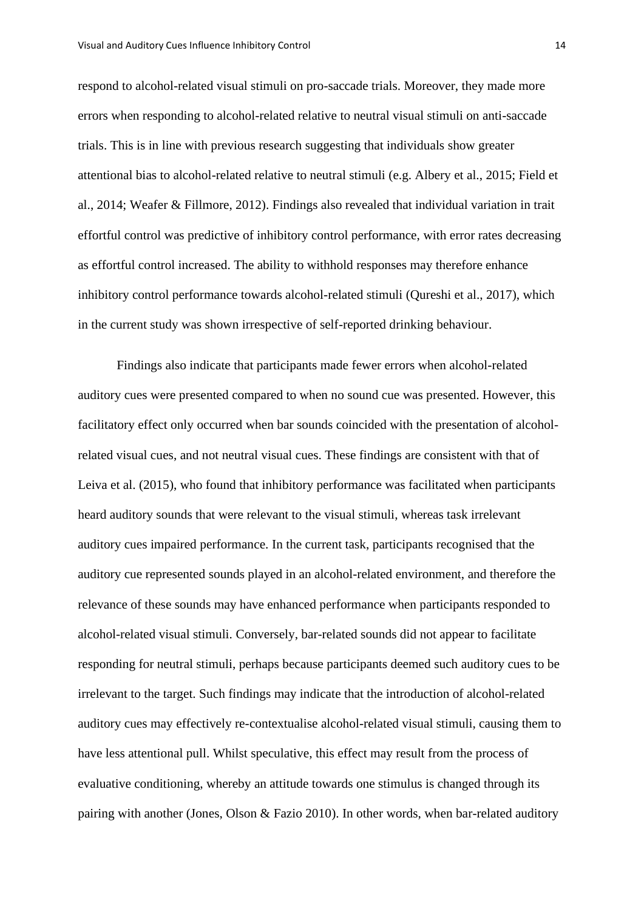respond to alcohol-related visual stimuli on pro-saccade trials. Moreover, they made more errors when responding to alcohol-related relative to neutral visual stimuli on anti-saccade trials. This is in line with previous research suggesting that individuals show greater attentional bias to alcohol-related relative to neutral stimuli (e.g. Albery et al., 2015; Field et al., 2014; Weafer & Fillmore, 2012). Findings also revealed that individual variation in trait effortful control was predictive of inhibitory control performance, with error rates decreasing as effortful control increased. The ability to withhold responses may therefore enhance inhibitory control performance towards alcohol-related stimuli (Qureshi et al., 2017), which in the current study was shown irrespective of self-reported drinking behaviour.

Findings also indicate that participants made fewer errors when alcohol-related auditory cues were presented compared to when no sound cue was presented. However, this facilitatory effect only occurred when bar sounds coincided with the presentation of alcohol-related visual cues, and not neutral visual cues. These findings are consistent with that of Leiva et al. (2015), who found that inhibitory performance was facilitated when participants heard auditory sounds that were relevant to the visual stimuli, whereas task irrelevant auditory cues impaired performance. In the current task, participants recognised that the auditory cue represented sounds played in an alcohol-related environment, and therefore the relevance of these sounds may have enhanced performance when participants responded to alcohol-related visual stimuli. Conversely, bar-related sounds did not appear to facilitate responding for neutral stimuli, perhaps because participants deemed such auditory cues to be irrelevant to the target. Such findings may indicate that the introduction of alcohol-related auditory cues may effectively re-contextualise alcohol-related visual stimuli, causing them to have less attentional pull. Whilst speculative, this effect may result from the process of evaluative conditioning, whereby an attitude towards one stimulus is changed through its pairing with another (Jones, Olson & Fazio 2010). In other words, when bar-related auditory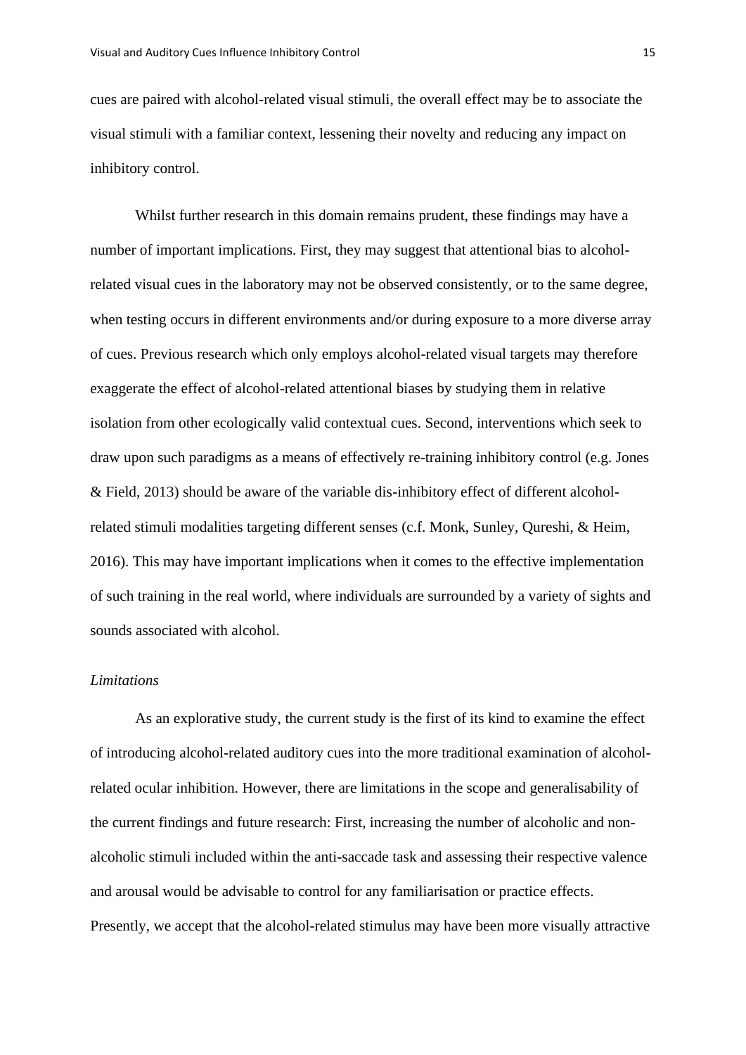cues are paired with alcohol-related visual stimuli, the overall effect may be to associate the visual stimuli with a familiar context, lessening their novelty and reducing any impact on inhibitory control.

Whilst further research in this domain remains prudent, these findings may have a number of important implications. First, they may suggest that attentional bias to alcohol-related visual cues in the laboratory may not be observed consistently, or to the same degree, when testing occurs in different environments and/or during exposure to a more diverse array of cues. Previous research which only employs alcohol-related visual targets may therefore exaggerate the effect of alcohol-related attentional biases by studying them in relative isolation from other ecologically valid contextual cues. Second, interventions which seek to draw upon such paradigms as a means of effectively re-training inhibitory control (e.g. Jones & Field, 2013) should be aware of the variable dis-inhibitory effect of different alcohol-related stimuli modalities targeting different senses (c.f. Monk, Sunley, Qureshi, & Heim, 2016). This may have important implications when it comes to the effective implementation of such training in the real world, where individuals are surrounded by a variety of sights and sounds associated with alcohol.

*Limitations*

As an explorative study, the current study is the first of its kind to examine the effect of introducing alcohol-related auditory cues into the more traditional examination of alcohol-related ocular inhibition. However, there are limitations in the scope and generalisability of the current findings and future research: First, increasing the number of alcoholic and non-alcoholic stimuli included within the anti-saccade task and assessing their respective valence and arousal would be advisable to control for any familiarisation or practice effects. Presently, we accept that the alcohol-related stimulus may have been more visually attractive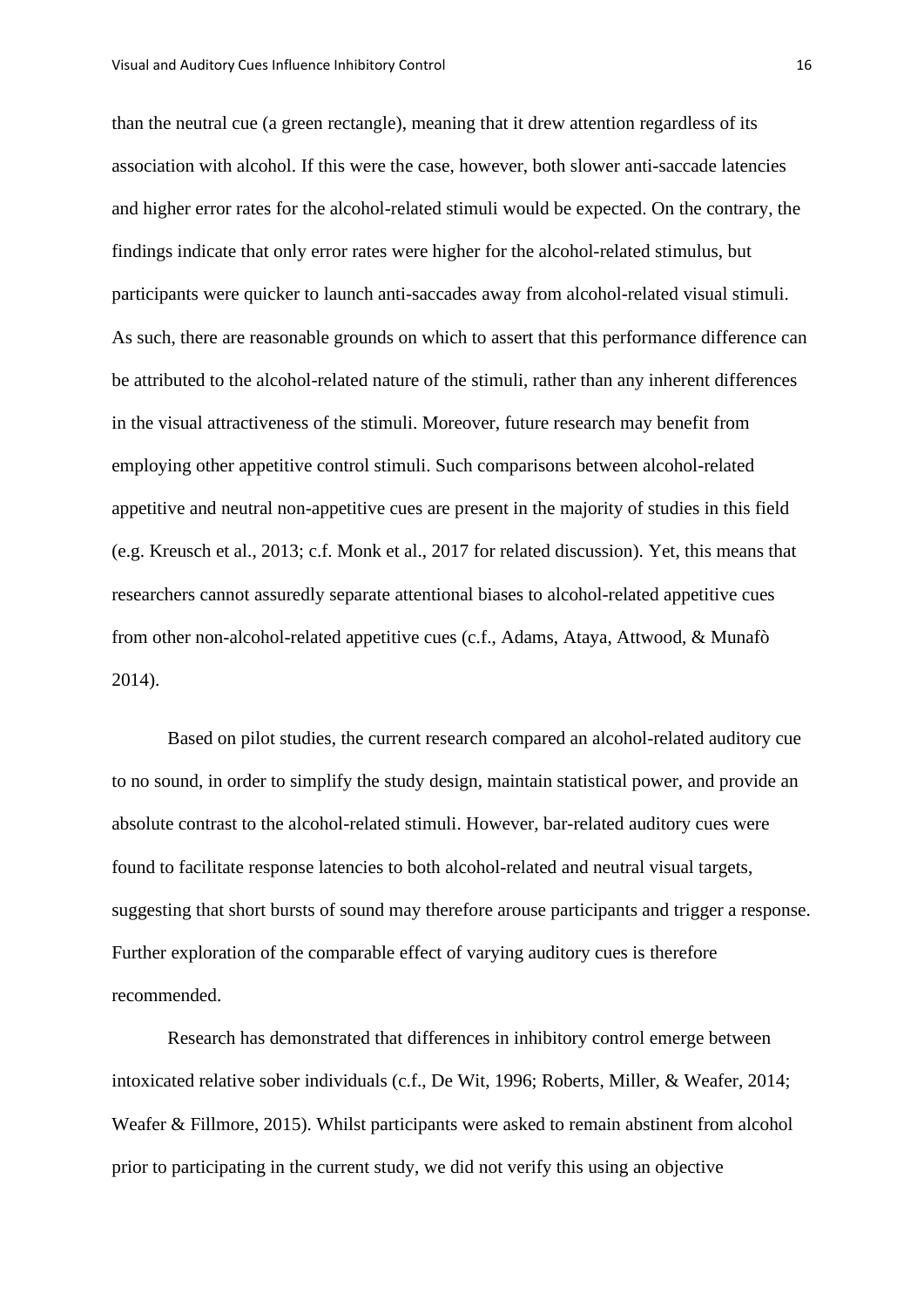than the neutral cue (a green rectangle), meaning that it drew attention regardless of its association with alcohol. If this were the case, however, both slower anti-saccade latencies and higher error rates for the alcohol-related stimuli would be expected. On the contrary, the findings indicate that only error rates were higher for the alcohol-related stimulus, but participants were quicker to launch anti-saccades away from alcohol-related visual stimuli. As such, there are reasonable grounds on which to assert that this performance difference can be attributed to the alcohol-related nature of the stimuli, rather than any inherent differences in the visual attractiveness of the stimuli. Moreover, future research may benefit from employing other appetitive control stimuli. Such comparisons between alcohol-related appetitive and neutral non-appetitive cues are present in the majority of studies in this field (e.g. Kreusch et al., 2013; c.f. Monk et al., 2017 for related discussion). Yet, this means that researchers cannot assuredly separate attentional biases to alcohol-related appetitive cues from other non-alcohol-related appetitive cues (c.f., Adams, Ataya, Attwood, & Munafò 2014).

Based on pilot studies, the current research compared an alcohol-related auditory cue to no sound, in order to simplify the study design, maintain statistical power, and provide an absolute contrast to the alcohol-related stimuli. However, bar-related auditory cues were found to facilitate response latencies to both alcohol-related and neutral visual targets, suggesting that short bursts of sound may therefore arouse participants and trigger a response. Further exploration of the comparable effect of varying auditory cues is therefore recommended.

Research has demonstrated that differences in inhibitory control emerge between intoxicated relative sober individuals (c.f., De Wit, 1996; Roberts, Miller, & Weafer, 2014; Weafer & Fillmore, 2015). Whilst participants were asked to remain abstinent from alcohol prior to participating in the current study, we did not verify this using an objective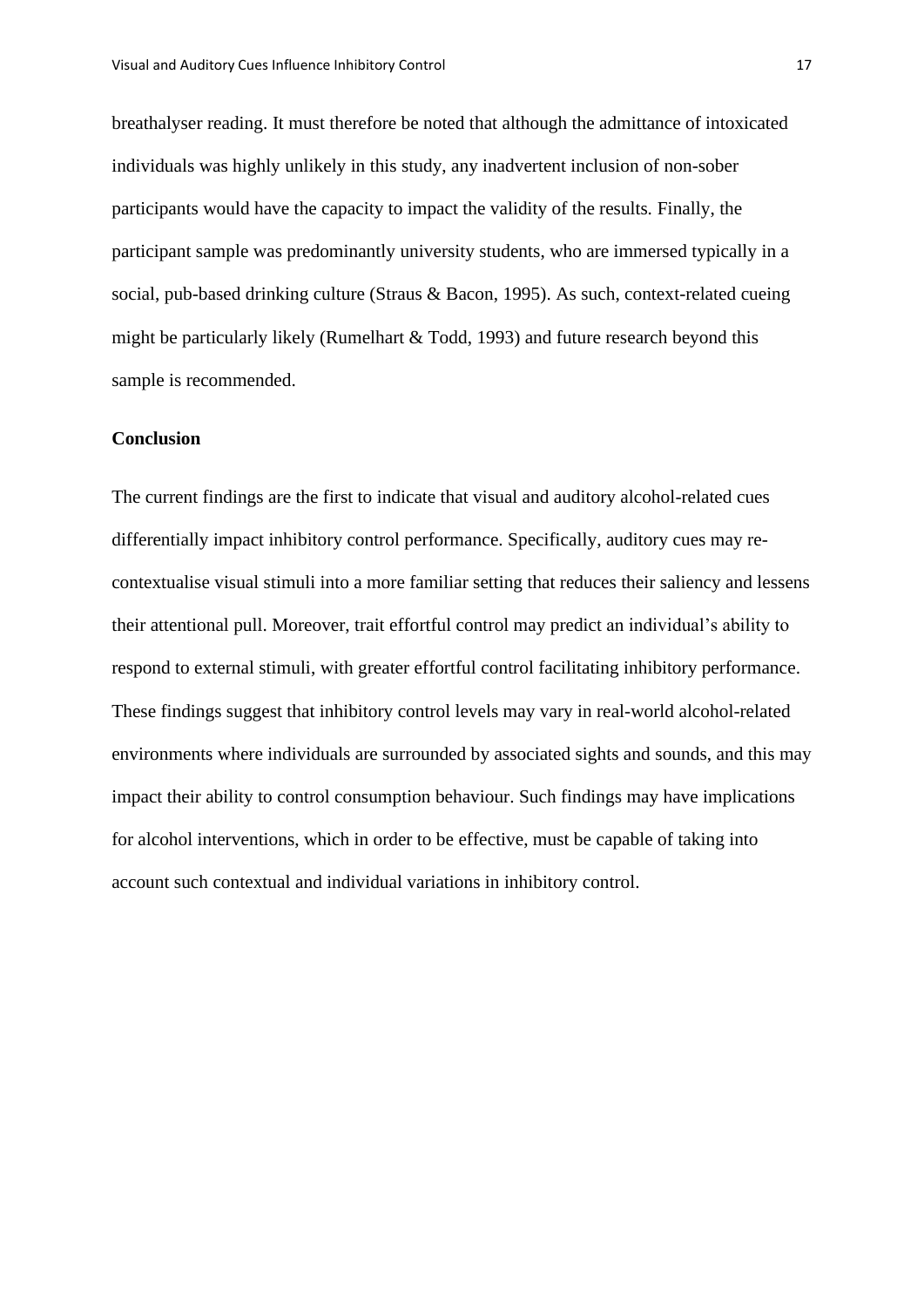breathalyser reading. It must therefore be noted that although the admittance of intoxicated individuals was highly unlikely in this study, any inadvertent inclusion of non-sober participants would have the capacity to impact the validity of the results. Finally, the participant sample was predominantly university students, who are immersed typically in a social, pub-based drinking culture (Straus & Bacon, 1995). As such, context-related cueing might be particularly likely (Rumelhart & Todd, 1993) and future research beyond this sample is recommended.

## Conclusion

The current findings are the first to indicate that visual and auditory alcohol-related cues differentially impact inhibitory control performance. Specifically, auditory cues may re-contextualise visual stimuli into a more familiar setting that reduces their saliency and lessens their attentional pull. Moreover, trait effortful control may predict an individual's ability to respond to external stimuli, with greater effortful control facilitating inhibitory performance. These findings suggest that inhibitory control levels may vary in real-world alcohol-related environments where individuals are surrounded by associated sights and sounds, and this may impact their ability to control consumption behaviour. Such findings may have implications for alcohol interventions, which in order to be effective, must be capable of taking into account such contextual and individual variations in inhibitory control.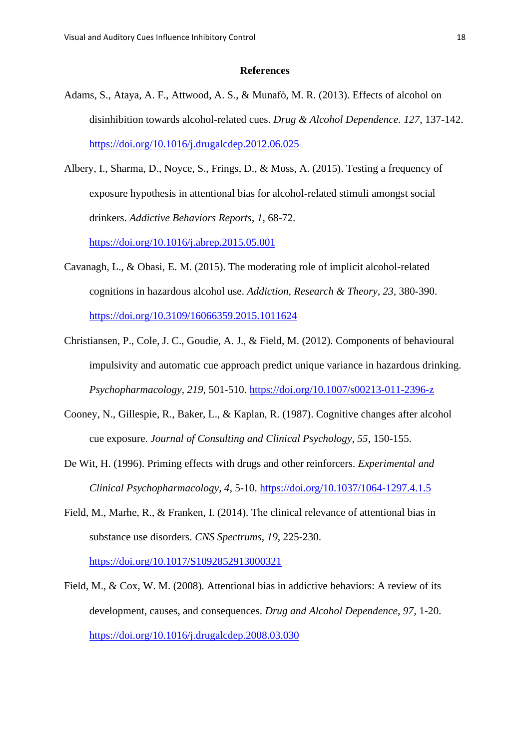# References

Adams, S., Ataya, A. F., Attwood, A. S., & Munafò, M. R. (2013). Effects of alcohol on disinhibition towards alcohol-related cues. *Drug & Alcohol Dependence. 127*, 137-142. https://doi.org/10.1016/j.drugalcdep.2012.06.025

Albery, I., Sharma, D., Noyce, S., Frings, D., & Moss, A. (2015). Testing a frequency of exposure hypothesis in attentional bias for alcohol-related stimuli amongst social drinkers. *Addictive Behaviors Reports*, *1*, 68-72. https://doi.org/10.1016/j.abrep.2015.05.001

Cavanagh, L., & Obasi, E. M. (2015). The moderating role of implicit alcohol-related cognitions in hazardous alcohol use. *Addiction, Research & Theory*, *23*, 380-390. https://doi.org/10.3109/16066359.2015.1011624

Christiansen, P., Cole, J. C., Goudie, A. J., & Field, M. (2012). Components of behavioural impulsivity and automatic cue approach predict unique variance in hazardous drinking. *Psychopharmacology, 219*, 501-510. https://doi.org/10.1007/s00213-011-2396-z

Cooney, N., Gillespie, R., Baker, L., & Kaplan, R. (1987). Cognitive changes after alcohol cue exposure. *Journal of Consulting and Clinical Psychology, 55*, 150-155.

De Wit, H. (1996). Priming effects with drugs and other reinforcers. *Experimental and Clinical Psychopharmacology, 4*, 5-10. https://doi.org/10.1037/1064-1297.4.1.5

Field, M., Marhe, R., & Franken, I. (2014). The clinical relevance of attentional bias in substance use disorders. *CNS Spectrums*, *19*, 225-230. https://doi.org/10.1017/S1092852913000321

Field, M., & Cox, W. M. (2008). Attentional bias in addictive behaviors: A review of its development, causes, and consequences. *Drug and Alcohol Dependence, 97,* 1-20. https://doi.org/10.1016/j.drugalcdep.2008.03.030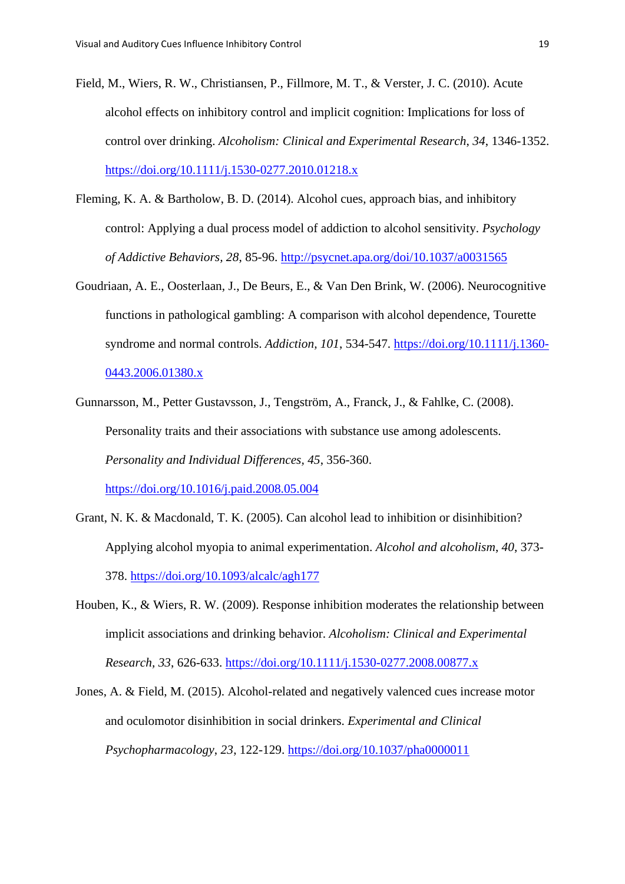Field, M., Wiers, R. W., Christiansen, P., Fillmore, M. T., & Verster, J. C. (2010). Acute alcohol effects on inhibitory control and implicit cognition: Implications for loss of control over drinking. *Alcoholism: Clinical and Experimental Research*, *34*, 1346-1352. https://doi.org/10.1111/j.1530-0277.2010.01218.x

Fleming, K. A. & Bartholow, B. D. (2014). Alcohol cues, approach bias, and inhibitory control: Applying a dual process model of addiction to alcohol sensitivity. *Psychology of Addictive Behaviors, 28*, 85-96. http://psycnet.apa.org/doi/10.1037/a0031565

Goudriaan, A. E., Oosterlaan, J., De Beurs, E., & Van Den Brink, W. (2006). Neurocognitive functions in pathological gambling: A comparison with alcohol dependence, Tourette syndrome and normal controls. *Addiction, 101*, 534-547. https://doi.org/10.1111/j.1360-0443.2006.01380.x

Gunnarsson, M., Petter Gustavsson, J., Tengström, A., Franck, J., & Fahlke, C. (2008). Personality traits and their associations with substance use among adolescents. *Personality and Individual Differences, 45*, 356-360. https://doi.org/10.1016/j.paid.2008.05.004

Grant, N. K. & Macdonald, T. K. (2005). Can alcohol lead to inhibition or disinhibition? Applying alcohol myopia to animal experimentation. *Alcohol and alcoholism*, *40*, 373-378. https://doi.org/10.1093/alcalc/agh177

Houben, K., & Wiers, R. W. (2009). Response inhibition moderates the relationship between implicit associations and drinking behavior. *Alcoholism: Clinical and Experimental Research, 33*, 626-633. https://doi.org/10.1111/j.1530-0277.2008.00877.x

Jones, A. & Field, M. (2015). Alcohol-related and negatively valenced cues increase motor and oculomotor disinhibition in social drinkers. *Experimental and Clinical Psychopharmacology*, *23*, 122-129. https://doi.org/10.1037/pha0000011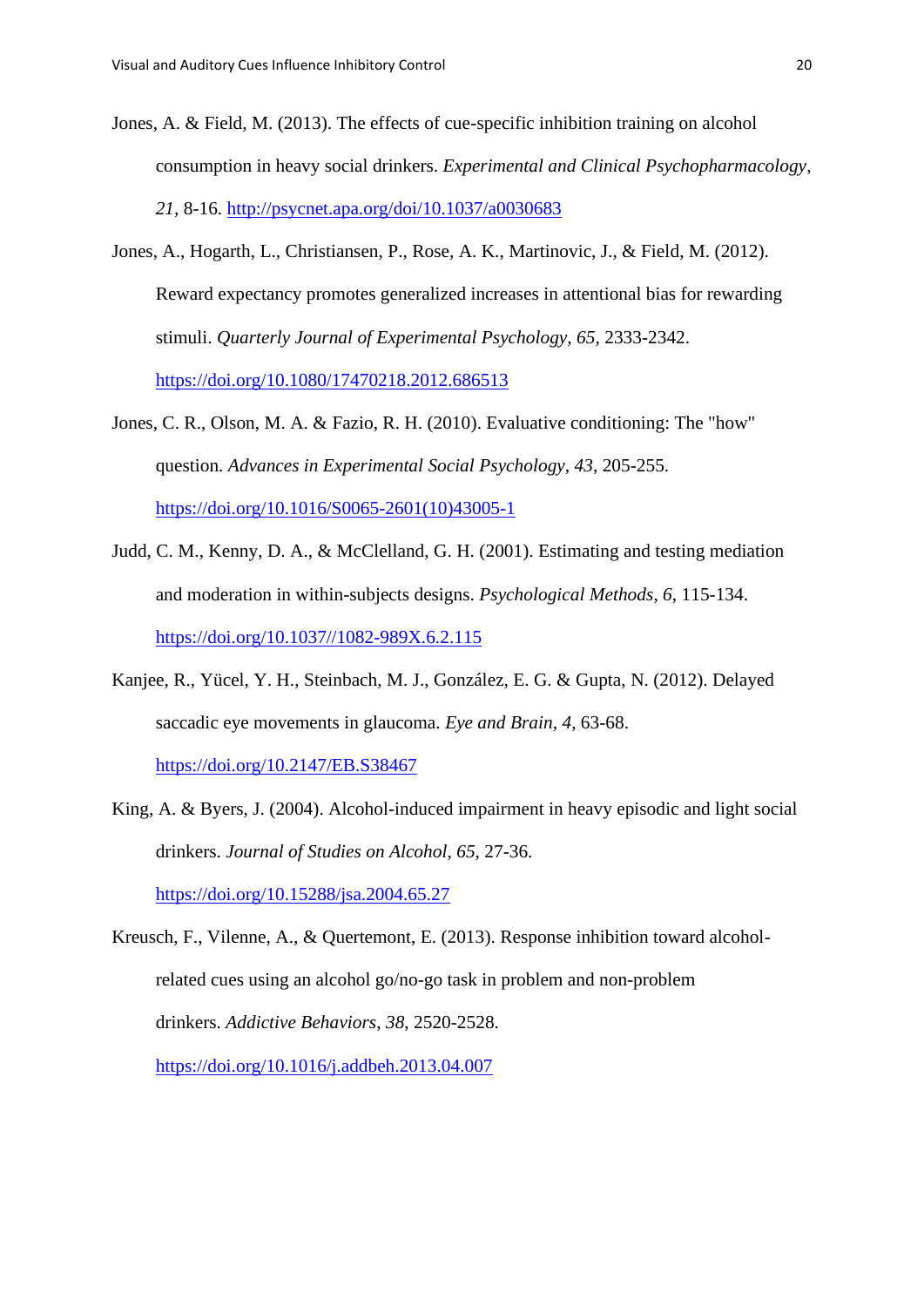Jones, A. & Field, M. (2013). The effects of cue-specific inhibition training on alcohol consumption in heavy social drinkers. *Experimental and Clinical Psychopharmacology*, *21*, 8-16. http://psycnet.apa.org/doi/10.1037/a0030683

Jones, A., Hogarth, L., Christiansen, P., Rose, A. K., Martinovic, J., & Field, M. (2012). Reward expectancy promotes generalized increases in attentional bias for rewarding stimuli. *Quarterly Journal of Experimental Psychology*, *65*, 2333-2342. https://doi.org/10.1080/17470218.2012.686513

Jones, C. R., Olson, M. A. & Fazio, R. H. (2010). Evaluative conditioning: The "how" question. *Advances in Experimental Social Psychology*, *43*, 205-255. https://doi.org/10.1016/S0065-2601(10)43005-1

Judd, C. M., Kenny, D. A., & McClelland, G. H. (2001). Estimating and testing mediation and moderation in within-subjects designs. *Psychological Methods*, *6*, 115-134. https://doi.org/10.1037//1082-989X.6.2.115

Kanjee, R., Yücel, Y. H., Steinbach, M. J., González, E. G. & Gupta, N. (2012). Delayed saccadic eye movements in glaucoma. *Eye and Brain*, *4*, 63-68. https://doi.org/10.2147/EB.S38467

King, A. & Byers, J. (2004). Alcohol-induced impairment in heavy episodic and light social drinkers. *Journal of Studies on Alcohol*, *65*, 27-36. https://doi.org/10.15288/jsa.2004.65.27

Kreusch, F., Vilenne, A., & Quertemont, E. (2013). Response inhibition toward alcohol-related cues using an alcohol go/no-go task in problem and non-problem drinkers. *Addictive Behaviors*, *38*, 2520-2528. https://doi.org/10.1016/j.addbeh.2013.04.007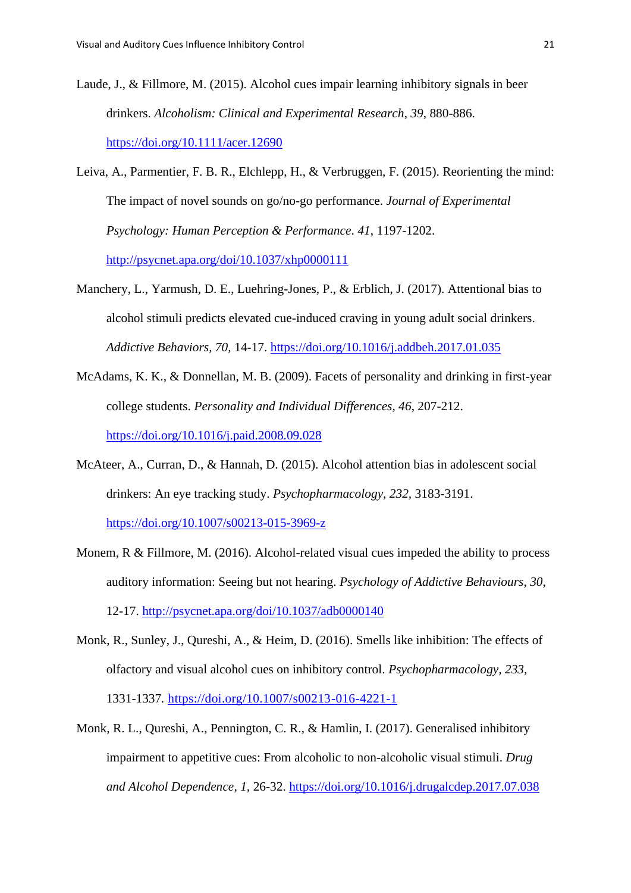Laude, J., & Fillmore, M. (2015). Alcohol cues impair learning inhibitory signals in beer drinkers. *Alcoholism: Clinical and Experimental Research*, *39*, 880-886. https://doi.org/10.1111/acer.12690

Leiva, A., Parmentier, F. B. R., Elchlepp, H., & Verbruggen, F. (2015). Reorienting the mind: The impact of novel sounds on go/no-go performance. *Journal of Experimental Psychology: Human Perception & Performance*. *41*, 1197-1202. http://psycnet.apa.org/doi/10.1037/xhp0000111

Manchery, L., Yarmush, D. E., Luehring-Jones, P., & Erblich, J. (2017). Attentional bias to alcohol stimuli predicts elevated cue-induced craving in young adult social drinkers. *Addictive Behaviors, 70,* 14-17. https://doi.org/10.1016/j.addbeh.2017.01.035

McAdams, K. K., & Donnellan, M. B. (2009). Facets of personality and drinking in first-year college students. *Personality and Individual Differences, 46*, 207-212. https://doi.org/10.1016/j.paid.2008.09.028

McAteer, A., Curran, D., & Hannah, D. (2015). Alcohol attention bias in adolescent social drinkers: An eye tracking study. *Psychopharmacology*, *232*, 3183-3191. https://doi.org/10.1007/s00213-015-3969-z

Monem, R & Fillmore, M. (2016). Alcohol-related visual cues impeded the ability to process auditory information: Seeing but not hearing. *Psychology of Addictive Behaviours*, *30*, 12-17. http://psycnet.apa.org/doi/10.1037/adb0000140

Monk, R., Sunley, J., Qureshi, A., & Heim, D. (2016). Smells like inhibition: The effects of olfactory and visual alcohol cues on inhibitory control. *Psychopharmacology*, *233*, 1331-1337. https://doi.org/10.1007/s00213-016-4221-1

Monk, R. L., Qureshi, A., Pennington, C. R., & Hamlin, I. (2017). Generalised inhibitory impairment to appetitive cues: From alcoholic to non-alcoholic visual stimuli. *Drug and Alcohol Dependence*, *1*, 26-32. https://doi.org/10.1016/j.drugalcdep.2017.07.038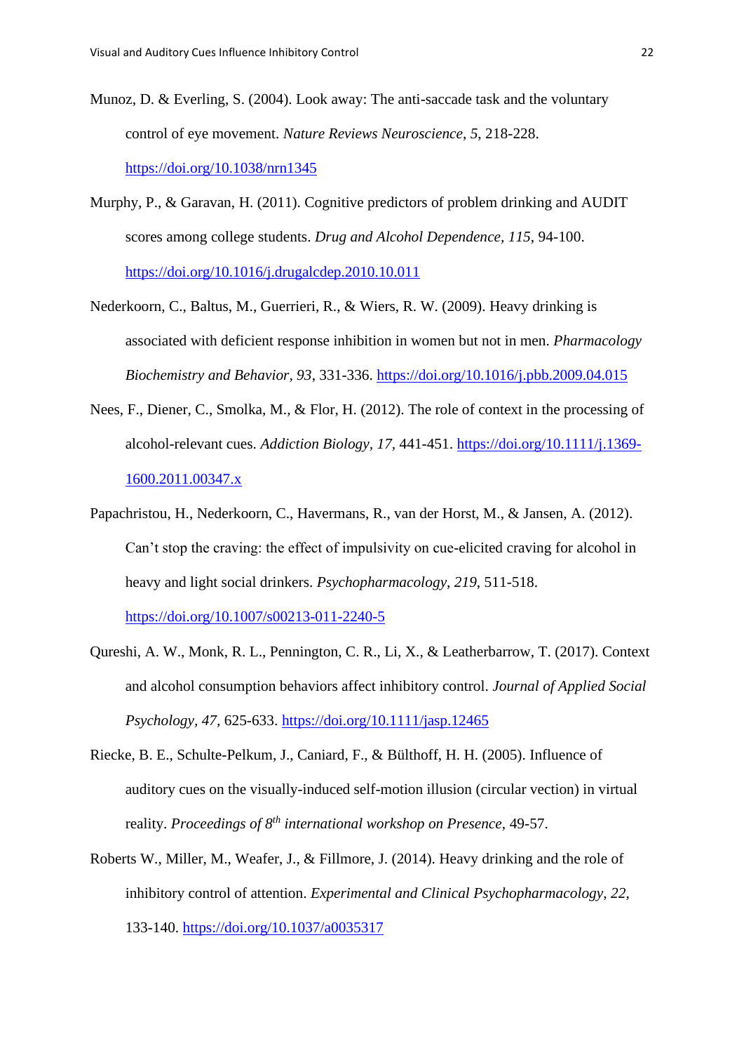Munoz, D. & Everling, S. (2004). Look away: The anti-saccade task and the voluntary control of eye movement. *Nature Reviews Neuroscience*, *5*, 218-228. https://doi.org/10.1038/nrn1345

Murphy, P., & Garavan, H. (2011). Cognitive predictors of problem drinking and AUDIT scores among college students. *Drug and Alcohol Dependence*, *115*, 94-100. https://doi.org/10.1016/j.drugalcdep.2010.10.011

Nederkoorn, C., Baltus, M., Guerrieri, R., & Wiers, R. W. (2009). Heavy drinking is associated with deficient response inhibition in women but not in men. *Pharmacology Biochemistry and Behavior*, *93*, 331-336. https://doi.org/10.1016/j.pbb.2009.04.015

Nees, F., Diener, C., Smolka, M., & Flor, H. (2012). The role of context in the processing of alcohol-relevant cues. *Addiction Biology*, *17*, 441-451. https://doi.org/10.1111/j.1369-1600.2011.00347.x

Papachristou, H., Nederkoorn, C., Havermans, R., van der Horst, M., & Jansen, A. (2012). Can't stop the craving: the effect of impulsivity on cue-elicited craving for alcohol in heavy and light social drinkers. *Psychopharmacology*, *219*, 511-518. https://doi.org/10.1007/s00213-011-2240-5

Qureshi, A. W., Monk, R. L., Pennington, C. R., Li, X., & Leatherbarrow, T. (2017). Context and alcohol consumption behaviors affect inhibitory control. *Journal of Applied Social Psychology*, *47*, 625-633. https://doi.org/10.1111/jasp.12465

Riecke, B. E., Schulte-Pelkum, J., Caniard, F., & Bülthoff, H. H. (2005). Influence of auditory cues on the visually-induced self-motion illusion (circular vection) in virtual reality. *Proceedings of 8th international workshop on Presence*, 49-57.

Roberts W., Miller, M., Weafer, J., & Fillmore, J. (2014). Heavy drinking and the role of inhibitory control of attention. *Experimental and Clinical Psychopharmacology*, *22*, 133-140. https://doi.org/10.1037/a0035317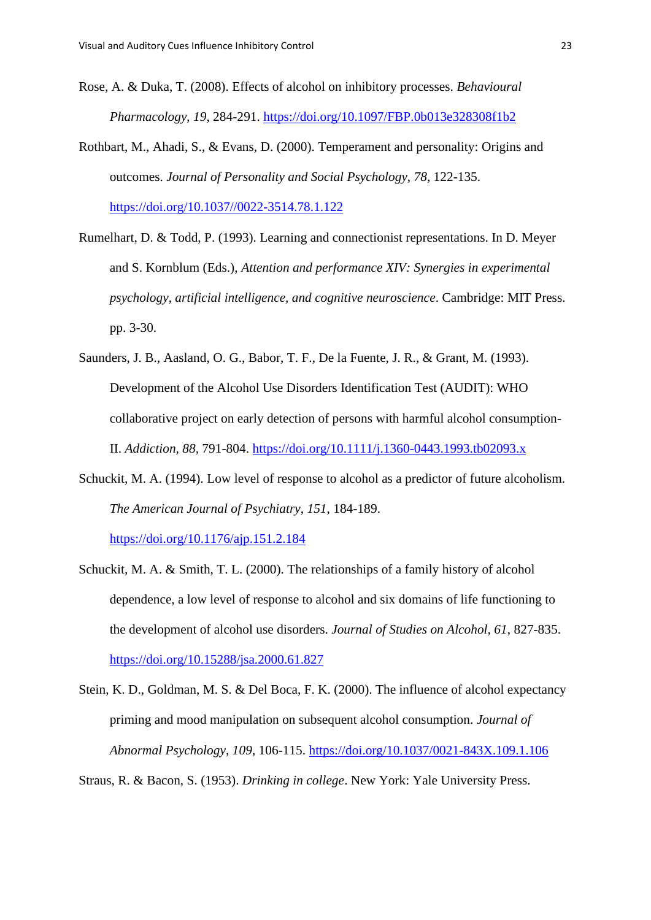Rose, A. & Duka, T. (2008). Effects of alcohol on inhibitory processes. *Behavioural Pharmacology*, *19*, 284-291. https://doi.org/10.1097/FBP.0b013e328308f1b2

Rothbart, M., Ahadi, S., & Evans, D. (2000). Temperament and personality: Origins and outcomes. *Journal of Personality and Social Psychology*, *78*, 122-135. https://doi.org/10.1037//0022-3514.78.1.122

Rumelhart, D. & Todd, P. (1993). Learning and connectionist representations. In D. Meyer and S. Kornblum (Eds.), *Attention and performance XIV: Synergies in experimental psychology, artificial intelligence, and cognitive neuroscience*. Cambridge: MIT Press. pp. 3-30.

Saunders, J. B., Aasland, O. G., Babor, T. F., De la Fuente, J. R., & Grant, M. (1993). Development of the Alcohol Use Disorders Identification Test (AUDIT): WHO collaborative project on early detection of persons with harmful alcohol consumption-II. *Addiction*, *88*, 791-804. https://doi.org/10.1111/j.1360-0443.1993.tb02093.x

Schuckit, M. A. (1994). Low level of response to alcohol as a predictor of future alcoholism. *The American Journal of Psychiatry*, *151*, 184-189. https://doi.org/10.1176/ajp.151.2.184

Schuckit, M. A. & Smith, T. L. (2000). The relationships of a family history of alcohol dependence, a low level of response to alcohol and six domains of life functioning to the development of alcohol use disorders. *Journal of Studies on Alcohol*, *61*, 827-835. https://doi.org/10.15288/jsa.2000.61.827

Stein, K. D., Goldman, M. S. & Del Boca, F. K. (2000). The influence of alcohol expectancy priming and mood manipulation on subsequent alcohol consumption. *Journal of Abnormal Psychology*, *109*, 106-115. https://doi.org/10.1037/0021-843X.109.1.106

Straus, R. & Bacon, S. (1953). *Drinking in college*. New York: Yale University Press.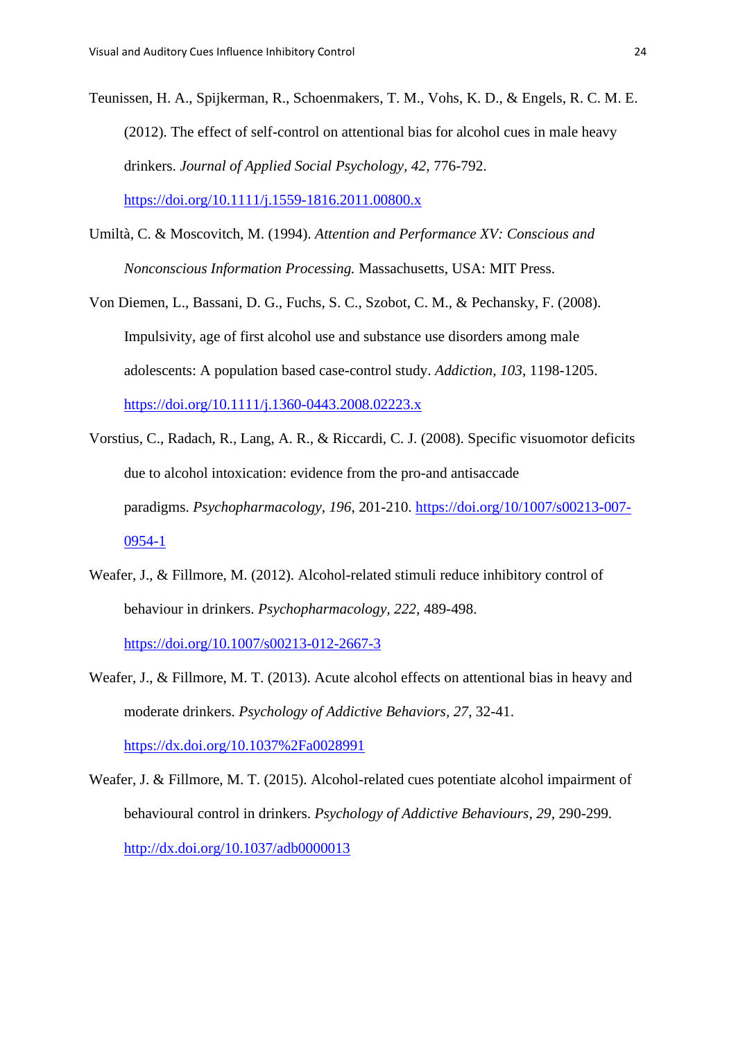Teunissen, H. A., Spijkerman, R., Schoenmakers, T. M., Vohs, K. D., & Engels, R. C. M. E. (2012). The effect of self-control on attentional bias for alcohol cues in male heavy drinkers. *Journal of Applied Social Psychology, 42,* 776-792. https://doi.org/10.1111/j.1559-1816.2011.00800.x

Umiltà, C. & Moscovitch, M. (1994). *Attention and Performance XV: Conscious and Nonconscious Information Processing.* Massachusetts, USA: MIT Press.

Von Diemen, L., Bassani, D. G., Fuchs, S. C., Szobot, C. M., & Pechansky, F. (2008). Impulsivity, age of first alcohol use and substance use disorders among male adolescents: A population based case-control study. *Addiction, 103*, 1198-1205. https://doi.org/10.1111/j.1360-0443.2008.02223.x

Vorstius, C., Radach, R., Lang, A. R., & Riccardi, C. J. (2008). Specific visuomotor deficits due to alcohol intoxication: evidence from the pro-and antisaccade paradigms. *Psychopharmacology*, *196*, 201-210. https://doi.org/10/1007/s00213-007-0954-1

Weafer, J., & Fillmore, M. (2012). Alcohol-related stimuli reduce inhibitory control of behaviour in drinkers. *Psychopharmacology, 222,* 489-498. https://doi.org/10.1007/s00213-012-2667-3

Weafer, J., & Fillmore, M. T. (2013). Acute alcohol effects on attentional bias in heavy and moderate drinkers. *Psychology of Addictive Behaviors, 27*, 32-41. https://dx.doi.org/10.1037%2Fa0028991

Weafer, J. & Fillmore, M. T. (2015). Alcohol-related cues potentiate alcohol impairment of behavioural control in drinkers. *Psychology of Addictive Behaviours, 29,* 290-299. http://dx.doi.org/10.1037/adb0000013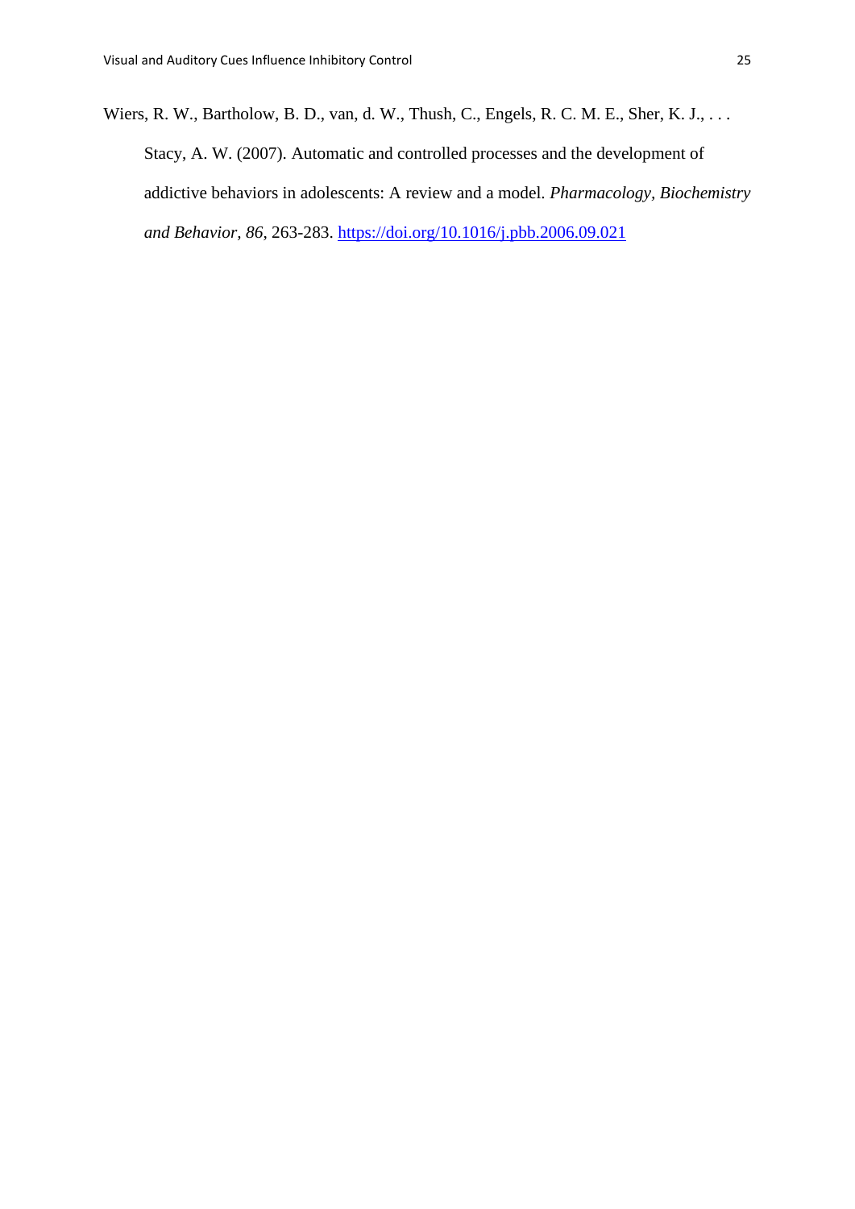Wiers, R. W., Bartholow, B. D., van, d. W., Thush, C., Engels, R. C. M. E., Sher, K. J., . . . Stacy, A. W. (2007). Automatic and controlled processes and the development of addictive behaviors in adolescents: A review and a model. *Pharmacology, Biochemistry and Behavior, 86*, 263-283. https://doi.org/10.1016/j.pbb.2006.09.021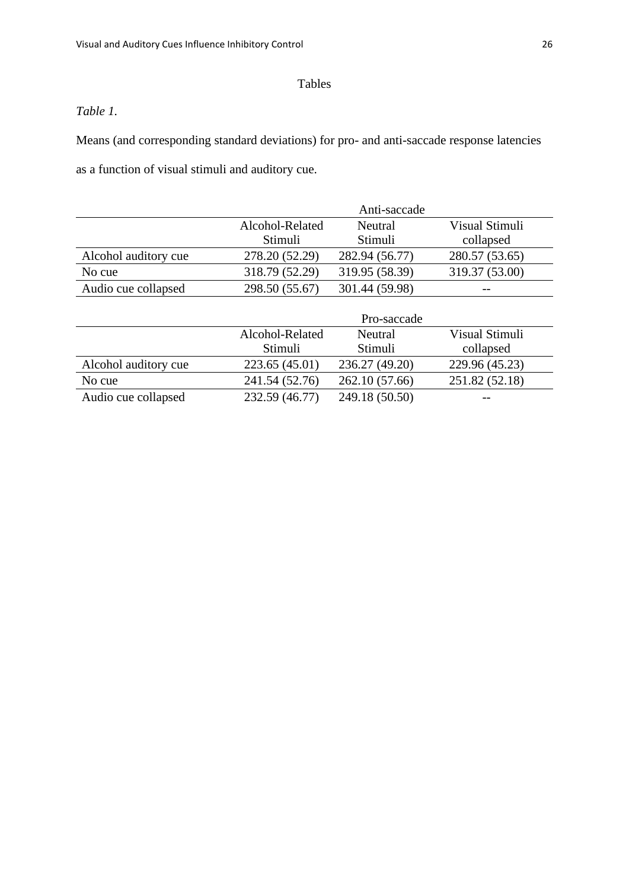Tables

*Table 1.*

Means (and corresponding standard deviations) for pro- and anti-saccade response latencies as a function of visual stimuli and auditory cue.

| | Anti-saccade | | |
|---|---|---|---|
| | Alcohol-Related Stimuli | Neutral Stimuli | Visual Stimuli collapsed |
| Alcohol auditory cue | 278.20 (52.29) | 282.94 (56.77) | 280.57 (53.65) |
| No cue | 318.79 (52.29) | 319.95 (58.39) | 319.37 (53.00) |
| Audio cue collapsed | 298.50 (55.67) | 301.44 (59.98) | -- |

| | Pro-saccade | | |
|---|---|---|---|
| | Alcohol-Related Stimuli | Neutral Stimuli | Visual Stimuli collapsed |
| Alcohol auditory cue | 223.65 (45.01) | 236.27 (49.20) | 229.96 (45.23) |
| No cue | 241.54 (52.76) | 262.10 (57.66) | 251.82 (52.18) |
| Audio cue collapsed | 232.59 (46.77) | 249.18 (50.50) | -- |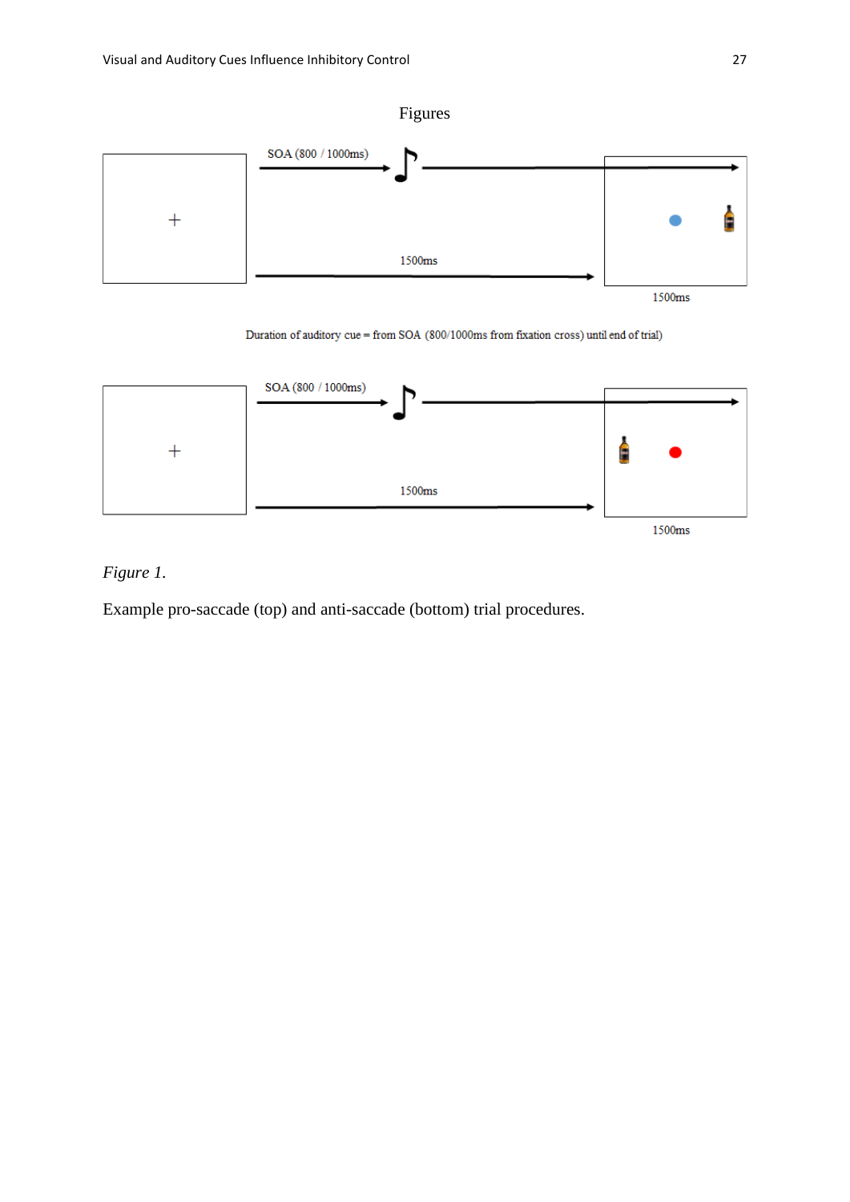# Figures

SOA (800 / 1000ms)

1500ms

1500ms

Duration of auditory cue = from SOA (800/1000ms from fixation cross) until end of trial)

SOA (800 / 1000ms)

1500ms

1500ms

*Figure 1.*

Example pro-saccade (top) and anti-saccade (bottom) trial procedures.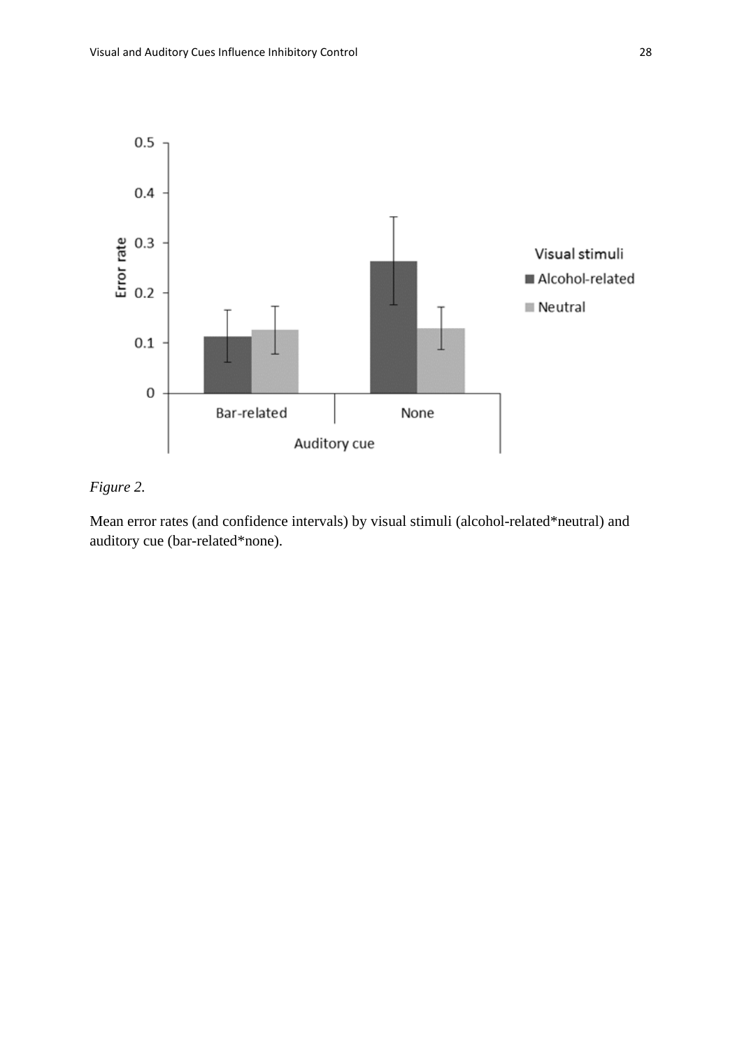*Figure 2*.

Mean error rates (and confidence intervals) by visual stimuli (alcohol-related*neutral) and auditory cue (bar-related*none).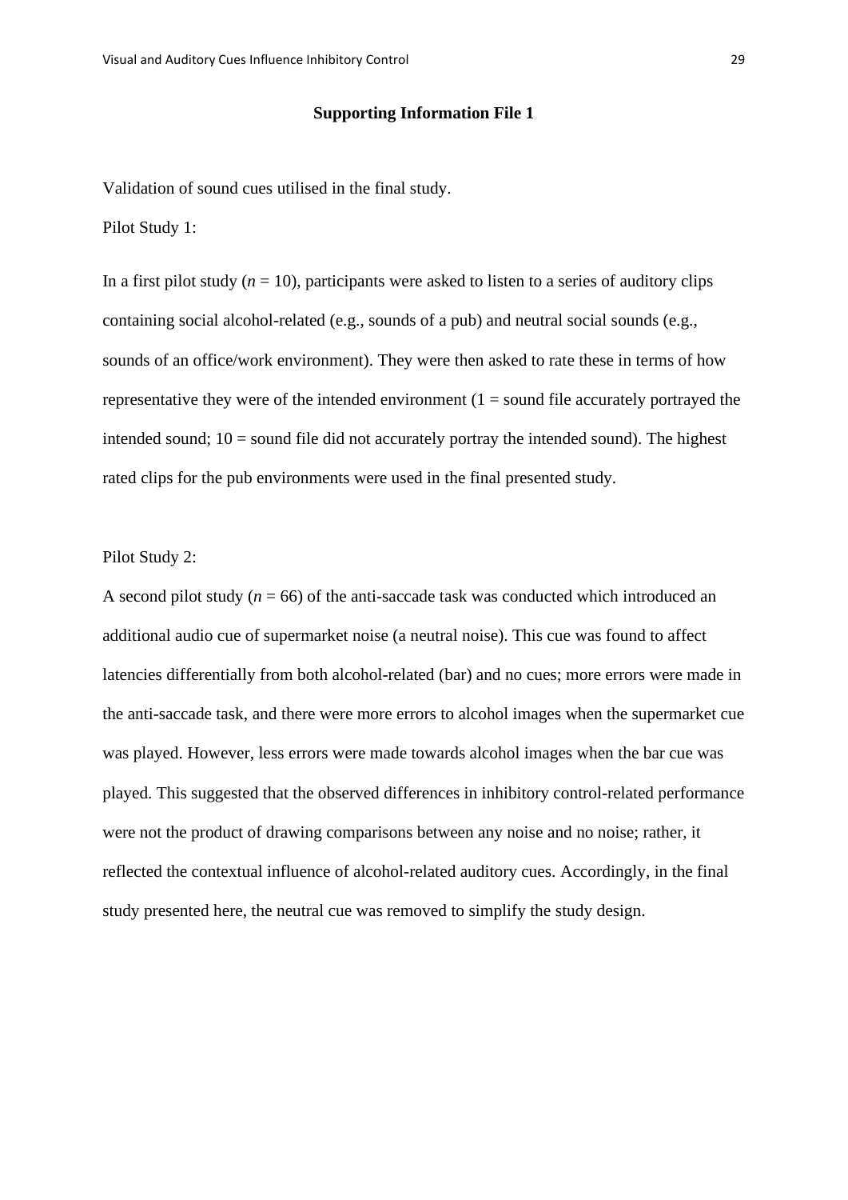## Supporting Information File 1

Validation of sound cues utilised in the final study.

Pilot Study 1:

In a first pilot study ($n$ = 10), participants were asked to listen to a series of auditory clips containing social alcohol-related (e.g., sounds of a pub) and neutral social sounds (e.g., sounds of an office/work environment). They were then asked to rate these in terms of how representative they were of the intended environment (1 = sound file accurately portrayed the intended sound; 10 = sound file did not accurately portray the intended sound). The highest rated clips for the pub environments were used in the final presented study.

Pilot Study 2:

A second pilot study ($n$ = 66) of the anti-saccade task was conducted which introduced an additional audio cue of supermarket noise (a neutral noise). This cue was found to affect latencies differentially from both alcohol-related (bar) and no cues; more errors were made in the anti-saccade task, and there were more errors to alcohol images when the supermarket cue was played. However, less errors were made towards alcohol images when the bar cue was played. This suggested that the observed differences in inhibitory control-related performance were not the product of drawing comparisons between any noise and no noise; rather, it reflected the contextual influence of alcohol-related auditory cues. Accordingly, in the final study presented here, the neutral cue was removed to simplify the study design.